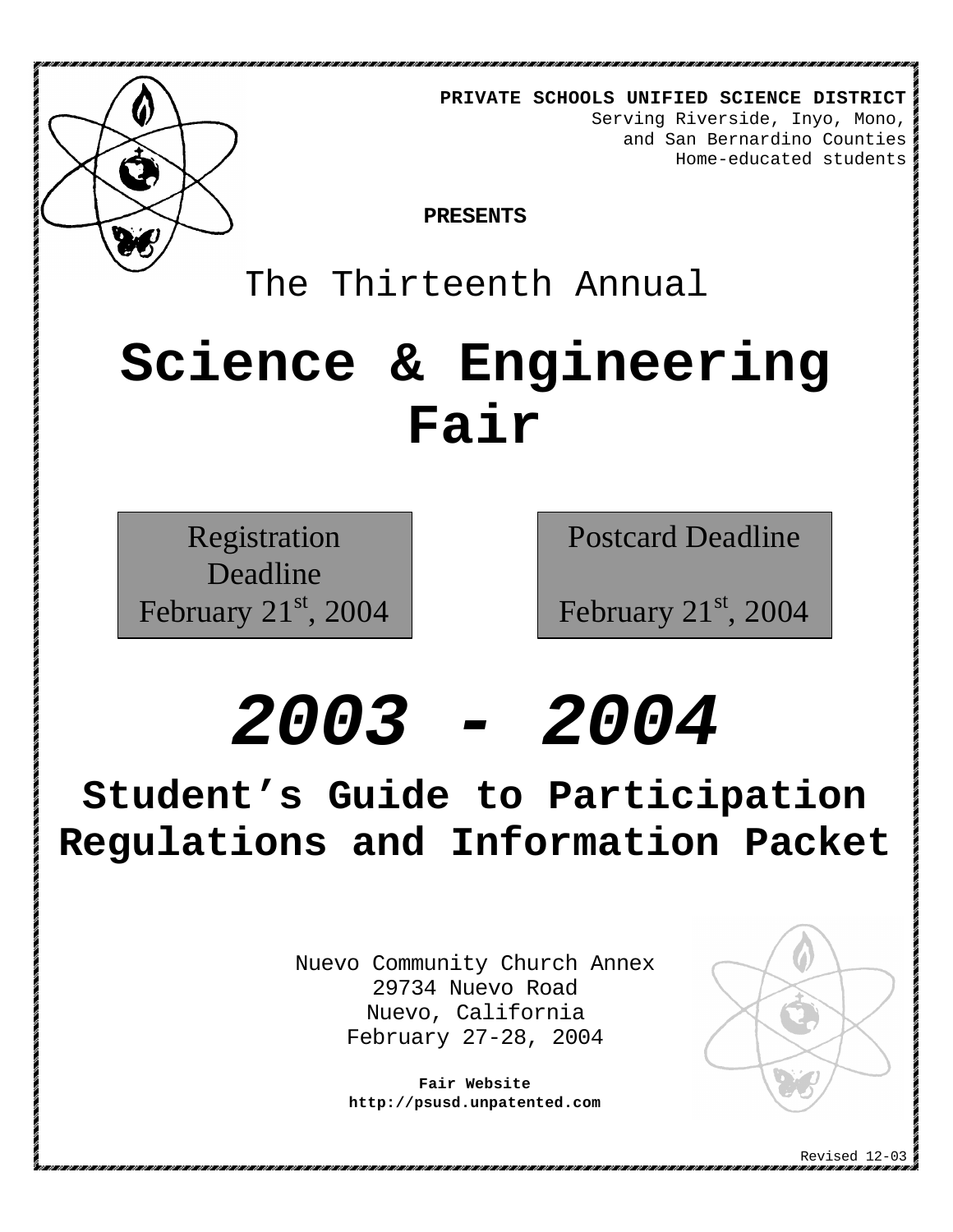**PRIVATE SCHOOLS UNIFIED SCIENCE DISTRICT**
Serving Riverside, Inyo, Mono,
and San Bernardino Counties
Home-educated students

**PRESENTS**

The Thirteenth Annual

# Science & Engineering Fair

| Registration Deadline February 21st, 2004 | Postcard Deadline February 21st, 2004 |
|---|---|

# *2003 - 2004*

## Student's Guide to Participation Regulations and Information Packet

Nuevo Community Church Annex
29734 Nuevo Road
Nuevo, California
February 27-28, 2004

**Fair Website**
**http://psusd.unpatented.com**

Revised 12-03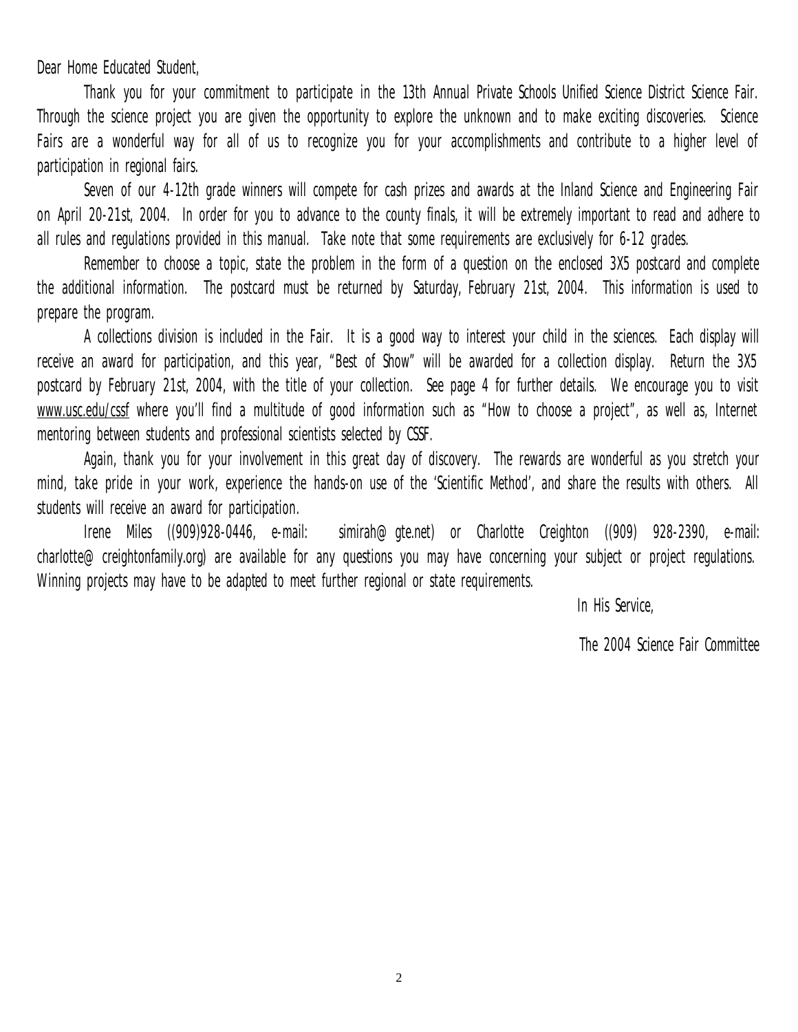Dear Home Educated Student,

Thank you for your commitment to participate in the 13th Annual Private Schools Unified Science District Science Fair. Through the science project you are given the opportunity to explore the unknown and to make exciting discoveries. Science Fairs are a wonderful way for all of us to recognize you for your accomplishments and contribute to a higher level of participation in regional fairs.

Seven of our 4-12th grade winners will compete for cash prizes and awards at the Inland Science and Engineering Fair on April 20-21st, 2004. In order for you to advance to the county finals, it will be extremely important to read and adhere to all rules and regulations provided in this manual. Take note that some requirements are exclusively for 6-12 grades.

Remember to choose a topic, state the problem in the form of a question on the enclosed 3X5 postcard and complete the additional information. The postcard must be returned by Saturday, February 21st, 2004. This information is used to prepare the program.

A collections division is included in the Fair. It is a good way to interest your child in the sciences. Each display will receive an award for participation, and this year, "Best of Show" will be awarded for a collection display. Return the 3X5 postcard by February 21st, 2004, with the title of your collection. See page 4 for further details. We encourage you to visit www.usc.edu/cssf where you'll find a multitude of good information such as "How to choose a project", as well as, Internet mentoring between students and professional scientists selected by CSSF.

Again, thank you for your involvement in this great day of discovery. The rewards are wonderful as you stretch your mind, take pride in your work, experience the hands-on use of the 'Scientific Method', and share the results with others. All students will receive an award for participation.

Irene Miles ((909)928-0446, e-mail: simirah@gte.net) or Charlotte Creighton ((909) 928-2390, e-mail: charlotte@creightonfamily.org) are available for any questions you may have concerning your subject or project regulations. Winning projects may have to be adapted to meet further regional or state requirements.

In His Service,

The 2004 Science Fair Committee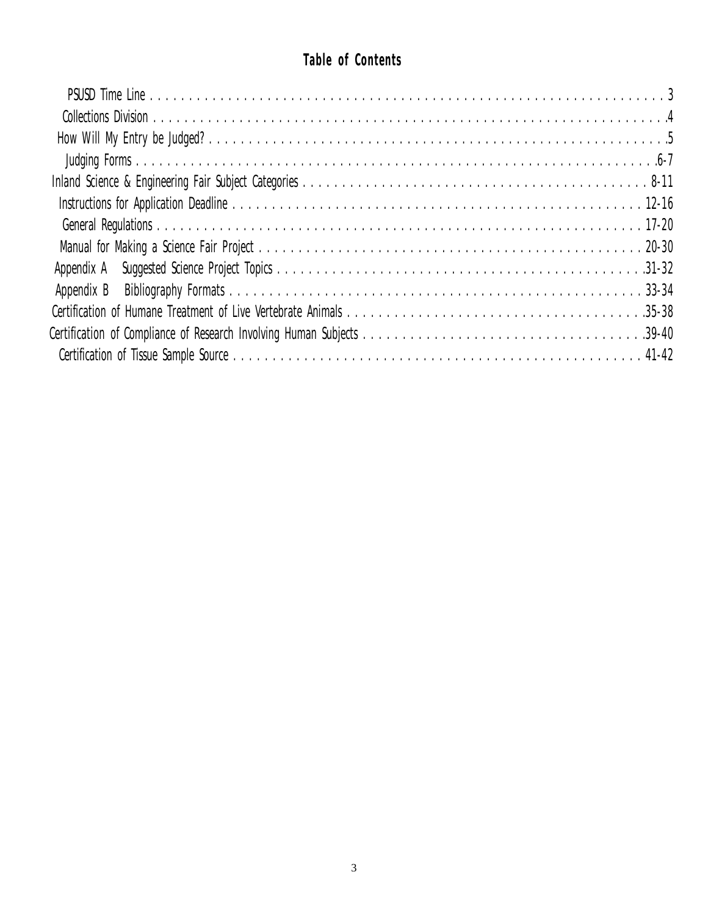# Table of Contents

| Section | Page |
| --- | --- |
| PSUSD Time Line | 3 |
| Collections Division | 4 |
| How Will My Entry be Judged? | 5 |
| Judging Forms | 6-7 |
| Inland Science & Engineering Fair Subject Categories | 8-11 |
| Instructions for Application Deadline | 12-16 |
| General Regulations | 17-20 |
| Manual for Making a Science Fair Project | 20-30 |
| Appendix A Suggested Science Project Topics | 31-32 |
| Appendix B Bibliography Formats | 33-34 |
| Certification of Humane Treatment of Live Vertebrate Animals | 35-38 |
| Certification of Compliance of Research Involving Human Subjects | 39-40 |
| Certification of Tissue Sample Source | 41-42 |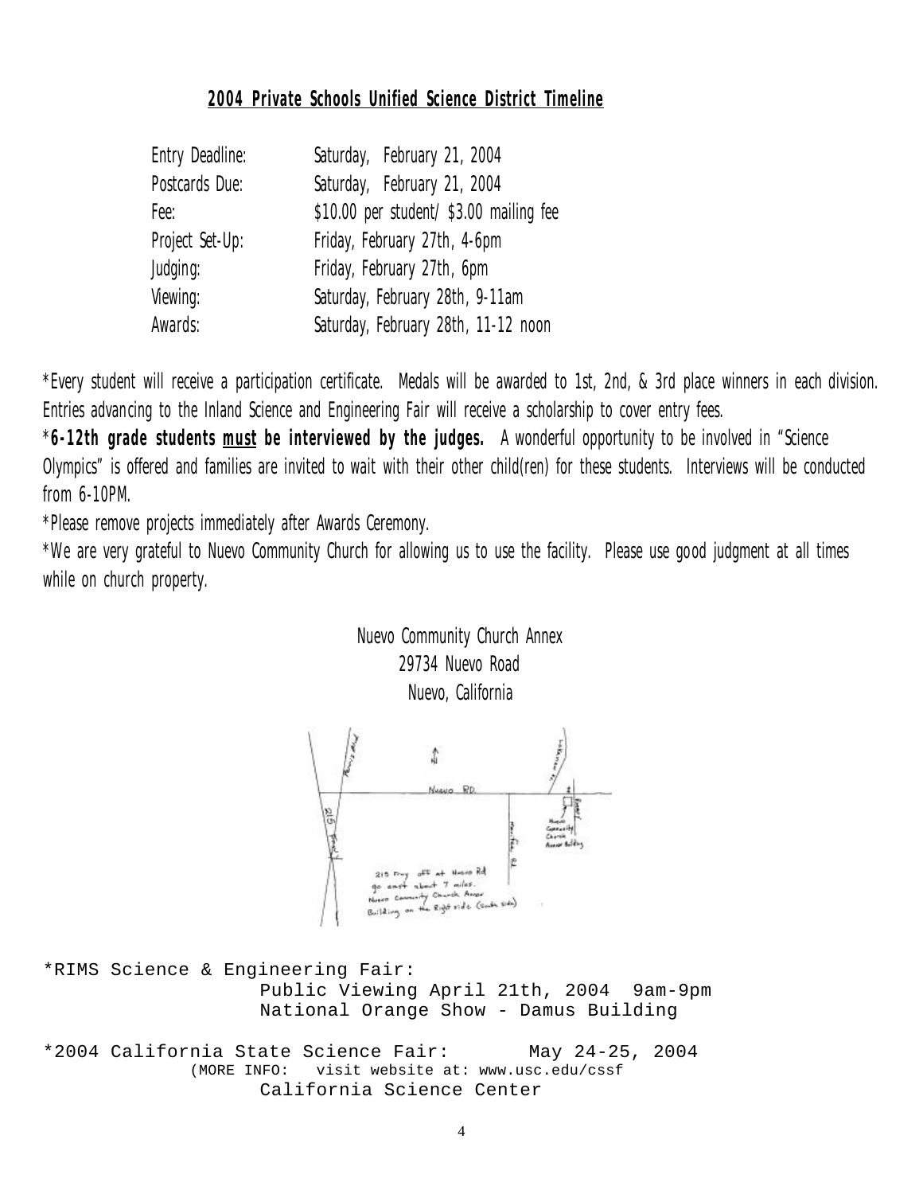## **2004 Private Schools Unified Science District Timeline**

| | |
|---|---|
| Entry Deadline: | Saturday, February 21, 2004 |
| Postcards Due: | Saturday, February 21, 2004 |
| Fee: | $10.00 per student/ $3.00 mailing fee |
| Project Set-Up: | Friday, February 27th, 4-6pm |
| Judging: | Friday, February 27th, 6pm |
| Viewing: | Saturday, February 28th, 9-11am |
| Awards: | Saturday, February 28th, 11-12 noon |

*Every student will receive a participation certificate. Medals will be awarded to 1st, 2nd, & 3rd place winners in each division. Entries advancing to the Inland Science and Engineering Fair will receive a scholarship to cover entry fees.

***6-12th grade students *must* be interviewed by the judges.** A wonderful opportunity to be involved in "Science Olympics" is offered and families are invited to wait with their other child(ren) for these students. Interviews will be conducted from 6-10PM.

*Please remove projects immediately after Awards Ceremony.

*We are very grateful to Nuevo Community Church for allowing us to use the facility. Please use good judgment at all times while on church property.

Nuevo Community Church Annex
29734 Nuevo Road
Nuevo, California

215 Fwy off at Nuevo Rd go east about 7 miles. Nuevo Community Church Annex Building on the Right side (South side)

*RIMS Science & Engineering Fair:
Public Viewing April 21th, 2004 9am-9pm
National Orange Show - Damus Building

*2004 California State Science Fair: May 24-25, 2004
(MORE INFO: visit website at: www.usc.edu/cssf
California Science Center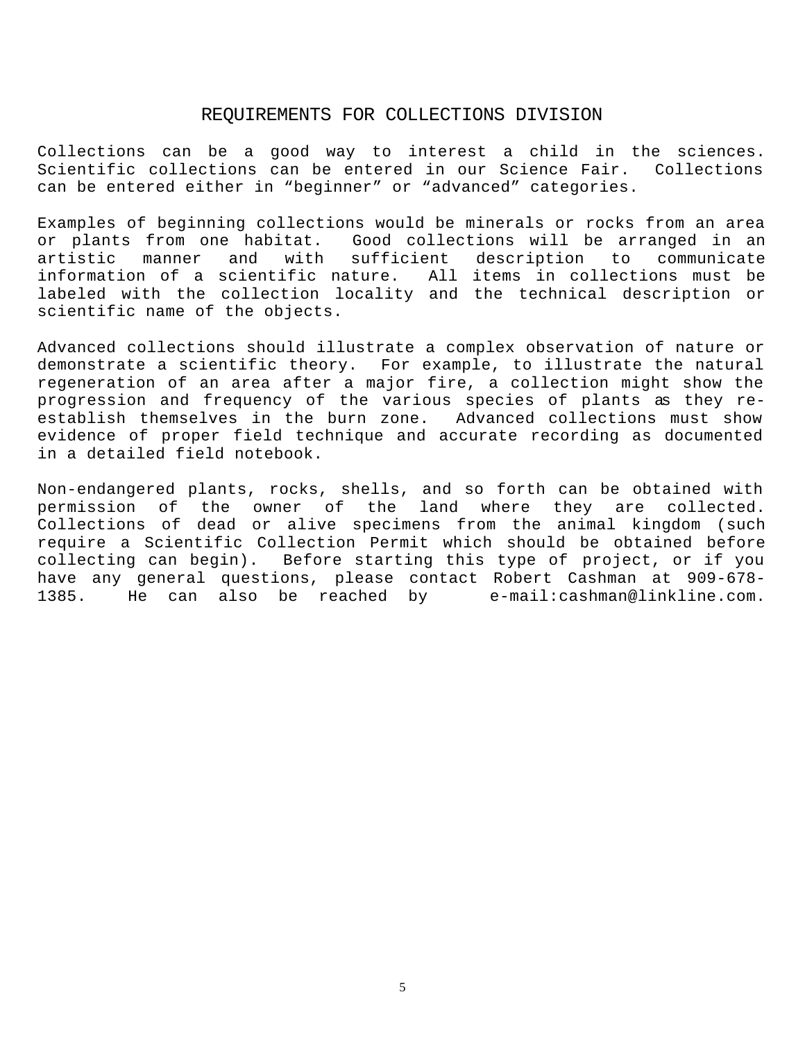# REQUIREMENTS FOR COLLECTIONS DIVISION

Collections can be a good way to interest a child in the sciences. Scientific collections can be entered in our Science Fair. Collections can be entered either in “beginner” or “advanced” categories.

Examples of beginning collections would be minerals or rocks from an area or plants from one habitat. Good collections will be arranged in an artistic manner and with sufficient description to communicate information of a scientific nature. All items in collections must be labeled with the collection locality and the technical description or scientific name of the objects.

Advanced collections should illustrate a complex observation of nature or demonstrate a scientific theory. For example, to illustrate the natural regeneration of an area after a major fire, a collection might show the progression and frequency of the various species of plants as they re-establish themselves in the burn zone. Advanced collections must show evidence of proper field technique and accurate recording as documented in a detailed field notebook.

Non-endangered plants, rocks, shells, and so forth can be obtained with permission of the owner of the land where they are collected. Collections of dead or alive specimens from the animal kingdom (such require a Scientific Collection Permit which should be obtained before collecting can begin). Before starting this type of project, or if you have any general questions, please contact Robert Cashman at 909-678-1385. He can also be reached by e-mail:cashman@linkline.com.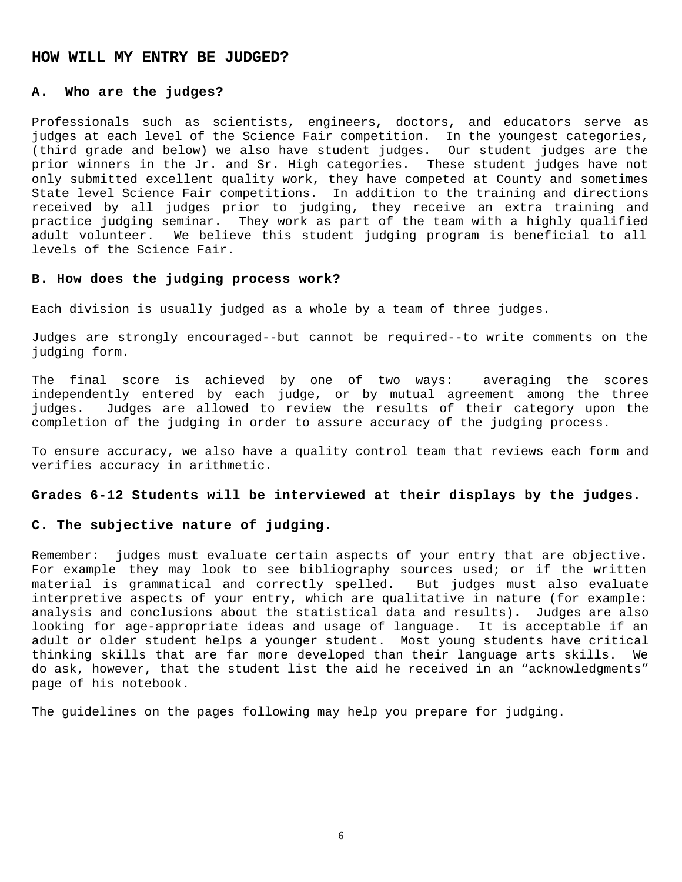## HOW WILL MY ENTRY BE JUDGED?

### A. Who are the judges?

Professionals such as scientists, engineers, doctors, and educators serve as judges at each level of the Science Fair competition. In the youngest categories, (third grade and below) we also have student judges. Our student judges are the prior winners in the Jr. and Sr. High categories. These student judges have not only submitted excellent quality work, they have competed at County and sometimes State level Science Fair competitions. In addition to the training and directions received by all judges prior to judging, they receive an extra training and practice judging seminar. They work as part of the team with a highly qualified adult volunteer. We believe this student judging program is beneficial to all levels of the Science Fair.

### B. How does the judging process work?

Each division is usually judged as a whole by a team of three judges.

Judges are strongly encouraged--but cannot be required--to write comments on the judging form.

The final score is achieved by one of two ways: averaging the scores independently entered by each judge, or by mutual agreement among the three judges. Judges are allowed to review the results of their category upon the completion of the judging in order to assure accuracy of the judging process.

To ensure accuracy, we also have a quality control team that reviews each form and verifies accuracy in arithmetic.

**Grades 6-12 Students will be interviewed at their displays by the judges**.

### C. The subjective nature of judging.

Remember: judges must evaluate certain aspects of your entry that are objective. For example they may look to see bibliography sources used; or if the written material is grammatical and correctly spelled. But judges must also evaluate interpretive aspects of your entry, which are qualitative in nature (for example: analysis and conclusions about the statistical data and results). Judges are also looking for age-appropriate ideas and usage of language. It is acceptable if an adult or older student helps a younger student. Most young students have critical thinking skills that are far more developed than their language arts skills. We do ask, however, that the student list the aid he received in an "acknowledgments" page of his notebook.

The guidelines on the pages following may help you prepare for judging.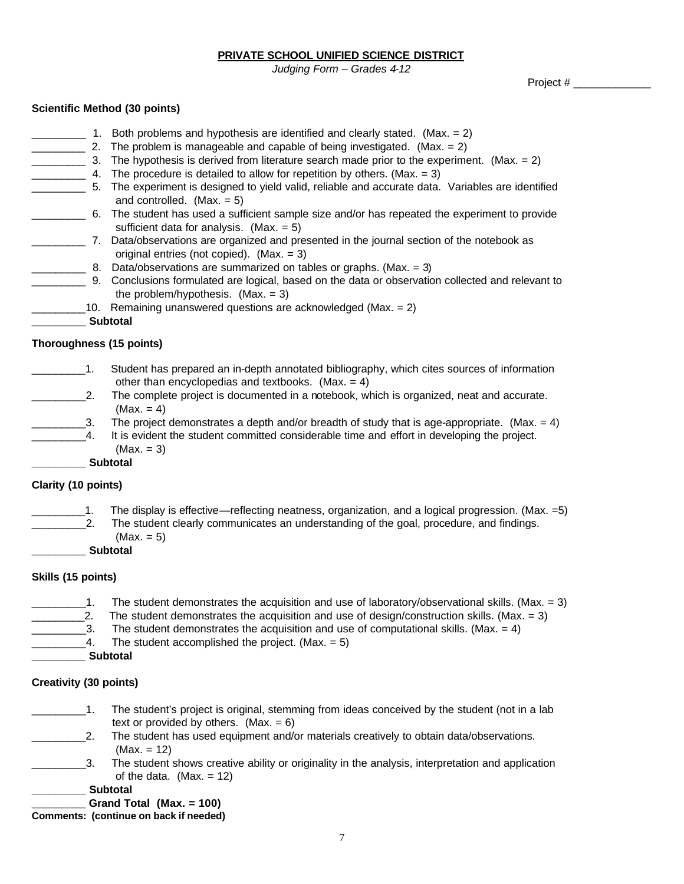**PRIVATE SCHOOL UNIFIED SCIENCE DISTRICT**

*Judging Form – Grades 4-12*

Project # _____________

**Scientific Method (30 points)**

_________ 1. Both problems and hypothesis are identified and clearly stated. (Max. = 2)
_________ 2. The problem is manageable and capable of being investigated. (Max. = 2)
_________ 3. The hypothesis is derived from literature search made prior to the experiment. (Max. = 2)
_________ 4. The procedure is detailed to allow for repetition by others. (Max. = 3)
_________ 5. The experiment is designed to yield valid, reliable and accurate data. Variables are identified and controlled. (Max. = 5)
_________ 6. The student has used a sufficient sample size and/or has repeated the experiment to provide sufficient data for analysis. (Max. = 5)
_________ 7. Data/observations are organized and presented in the journal section of the notebook as original entries (not copied). (Max. = 3)
_________ 8. Data/observations are summarized on tables or graphs. (Max. = 3)
_________ 9. Conclusions formulated are logical, based on the data or observation collected and relevant to the problem/hypothesis. (Max. = 3)
_________10. Remaining unanswered questions are acknowledged (Max. = 2)
_________ **Subtotal**

**Thoroughness (15 points)**

_________1. Student has prepared an in-depth annotated bibliography, which cites sources of information other than encyclopedias and textbooks. (Max. = 4)
_________2. The complete project is documented in a notebook, which is organized, neat and accurate. (Max. = 4)
_________3. The project demonstrates a depth and/or breadth of study that is age-appropriate. (Max. = 4)
_________4. It is evident the student committed considerable time and effort in developing the project. (Max. = 3)
_________ **Subtotal**

**Clarity (10 points)**

_________1. The display is effective—reflecting neatness, organization, and a logical progression. (Max. =5)
_________2. The student clearly communicates an understanding of the goal, procedure, and findings. (Max. = 5)
_________ **Subtotal**

**Skills (15 points)**

_________1. The student demonstrates the acquisition and use of laboratory/observational skills. (Max. = 3)
_________2. The student demonstrates the acquisition and use of design/construction skills. (Max. = 3)
_________3. The student demonstrates the acquisition and use of computational skills. (Max. = 4)
_________4. The student accomplished the project. (Max. = 5)
_________ **Subtotal**

**Creativity (30 points)**

_________1. The student's project is original, stemming from ideas conceived by the student (not in a lab text or provided by others. (Max. = 6)
_________2. The student has used equipment and/or materials creatively to obtain data/observations. (Max. = 12)
_________3. The student shows creative ability or originality in the analysis, interpretation and application of the data. (Max. = 12)
_________ **Subtotal**
_________ **Grand Total (Max. = 100)**

**Comments: (continue on back if needed)**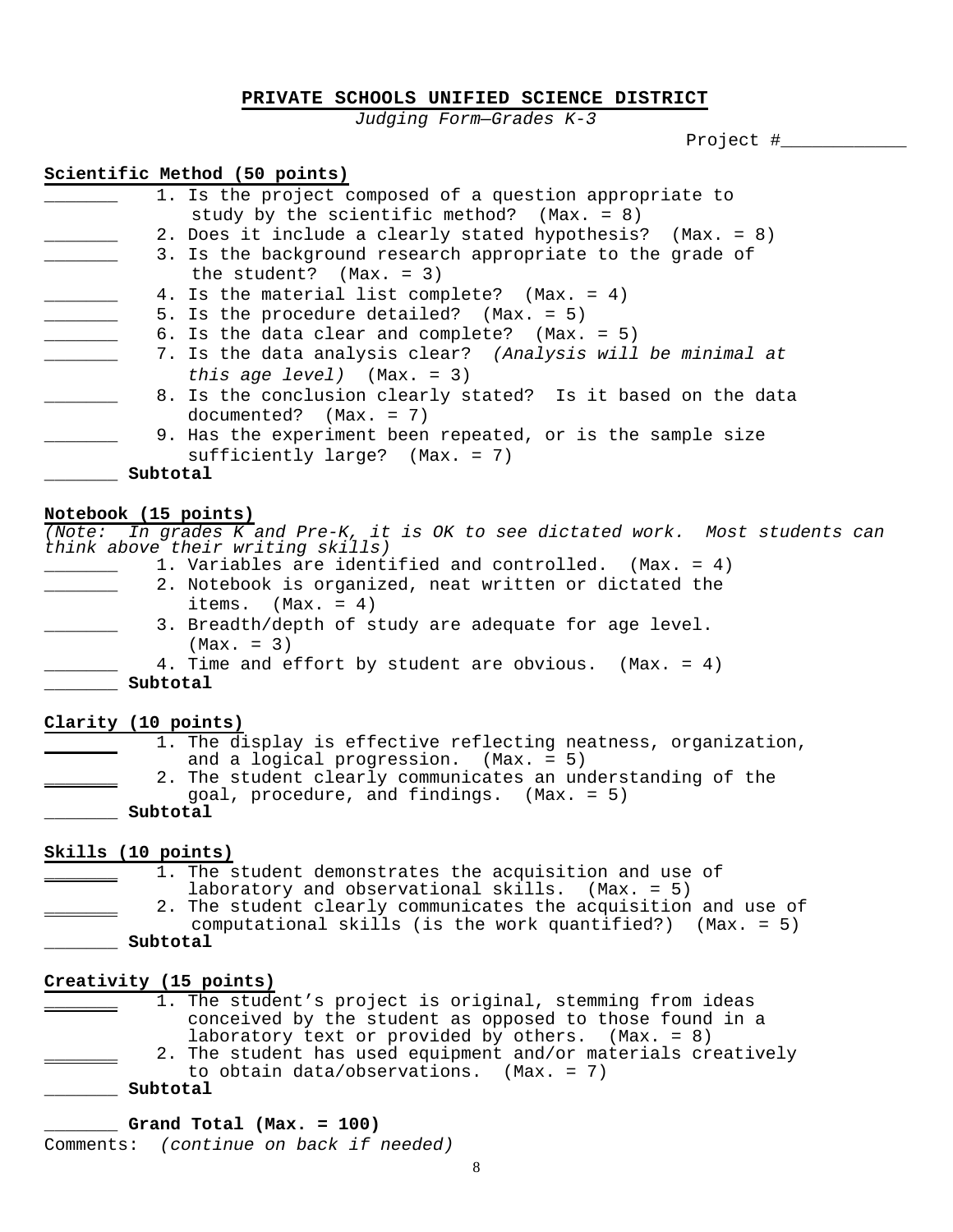# PRIVATE SCHOOLS UNIFIED SCIENCE DISTRICT

*Judging Form—Grades K-3*

Project #____________

**Scientific Method (50 points)**

_______ 1. Is the project composed of a question appropriate to study by the scientific method? (Max. = 8)
_______ 2. Does it include a clearly stated hypothesis? (Max. = 8)
_______ 3. Is the background research appropriate to the grade of the student? (Max. = 3)
_______ 4. Is the material list complete? (Max. = 4)
_______ 5. Is the procedure detailed? (Max. = 5)
_______ 6. Is the data clear and complete? (Max. = 5)
_______ 7. Is the data analysis clear? *(Analysis will be minimal at this age level)* (Max. = 3)
_______ 8. Is the conclusion clearly stated? Is it based on the data documented? (Max. = 7)
_______ 9. Has the experiment been repeated, or is the sample size sufficiently large? (Max. = 7)
_______ **Subtotal**

**Notebook (15 points)**

*(Note: In grades K and Pre-K, it is OK to see dictated work. Most students can think above their writing skills)*

_______ 1. Variables are identified and controlled. (Max. = 4)
_______ 2. Notebook is organized, neat written or dictated the items. (Max. = 4)
_______ 3. Breadth/depth of study are adequate for age level. (Max. = 3)
_______ 4. Time and effort by student are obvious. (Max. = 4)
_______ **Subtotal**

**Clarity (10 points)**

_______ 1. The display is effective reflecting neatness, organization, and a logical progression. (Max. = 5)
_______ 2. The student clearly communicates an understanding of the goal, procedure, and findings. (Max. = 5)
_______ **Subtotal**

**Skills (10 points)**

_______ 1. The student demonstrates the acquisition and use of laboratory and observational skills. (Max. = 5)
_______ 2. The student clearly communicates the acquisition and use of computational skills (is the work quantified?) (Max. = 5)
_______ **Subtotal**

**Creativity (15 points)**

_______ 1. The student's project is original, stemming from ideas conceived by the student as opposed to those found in a laboratory text or provided by others. (Max. = 8)
_______ 2. The student has used equipment and/or materials creatively to obtain data/observations. (Max. = 7)
_______ **Subtotal**

_______ **Grand Total (Max. = 100)**

Comments: *(continue on back if needed)*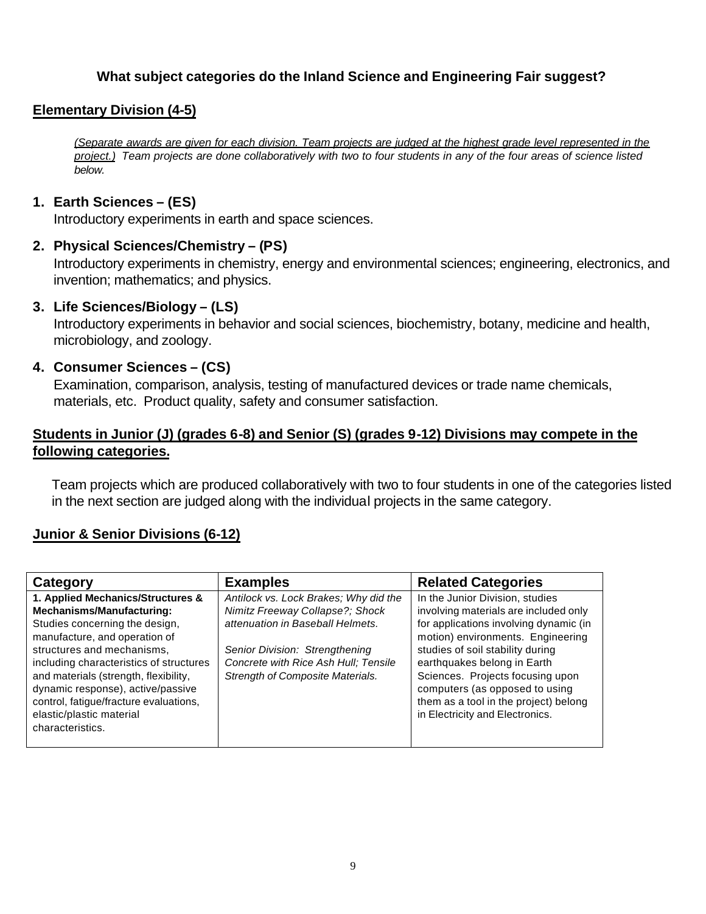### What subject categories do the Inland Science and Engineering Fair suggest?

## Elementary Division (4-5)

*(Separate awards are given for each division. Team projects are judged at the highest grade level represented in the project.) Team projects are done collaboratively with two to four students in any of the four areas of science listed below.*

1. **Earth Sciences – (ES)**
   Introductory experiments in earth and space sciences.

2. **Physical Sciences/Chemistry – (PS)**
   Introductory experiments in chemistry, energy and environmental sciences; engineering, electronics, and invention; mathematics; and physics.

3. **Life Sciences/Biology – (LS)**
   Introductory experiments in behavior and social sciences, biochemistry, botany, medicine and health, microbiology, and zoology.

4. **Consumer Sciences – (CS)**
   Examination, comparison, analysis, testing of manufactured devices or trade name chemicals, materials, etc. Product quality, safety and consumer satisfaction.

## Students in Junior (J) (grades 6-8) and Senior (S) (grades 9-12) Divisions may compete in the following categories.

Team projects which are produced collaboratively with two to four students in one of the categories listed in the next section are judged along with the individual projects in the same category.

## Junior & Senior Divisions (6-12)

| Category | Examples | Related Categories |
|---|---|---|
| **1. Applied Mechanics/Structures & Mechanisms/Manufacturing:** Studies concerning the design, manufacture, and operation of structures and mechanisms, including characteristics of structures and materials (strength, flexibility, dynamic response), active/passive control, fatigue/fracture evaluations, elastic/plastic material characteristics. | *Antilock vs. Lock Brakes; Why did the Nimitz Freeway Collapse?; Shock attenuation in Baseball Helmets.* *Senior Division: Strengthening Concrete with Rice Ash Hull; Tensile Strength of Composite Materials.* | In the Junior Division, studies involving materials are included only for applications involving dynamic (in motion) environments. Engineering studies of soil stability during earthquakes belong in Earth Sciences. Projects focusing upon computers (as opposed to using them as a tool in the project) belong in Electricity and Electronics. |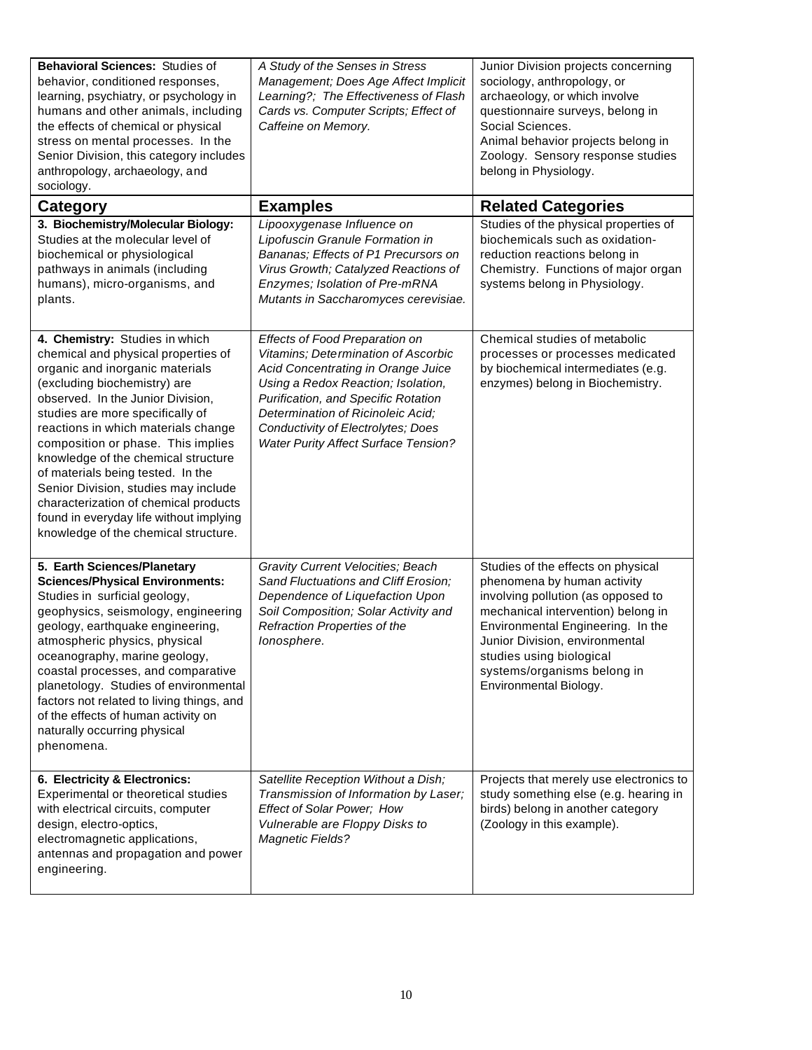| **Behavioral Sciences:** Studies of behavior, conditioned responses, learning, psychiatry, or psychology in humans and other animals, including the effects of chemical or physical stress on mental processes. In the Senior Division, this category includes anthropology, archaeology, and sociology. | *A Study of the Senses in Stress Management; Does Age Affect Implicit Learning?; The Effectiveness of Flash Cards vs. Computer Scripts; Effect of Caffeine on Memory.* | Junior Division projects concerning sociology, anthropology, or archaeology, or which involve questionnaire surveys, belong in Social Sciences. Animal behavior projects belong in Zoology. Sensory response studies belong in Physiology. |
|---|---|---|
| **Category** | **Examples** | **Related Categories** |
| **3. Biochemistry/Molecular Biology:** Studies at the molecular level of biochemical or physiological pathways in animals (including humans), micro-organisms, and plants. | *Lipooxygenase Influence on Lipofuscin Granule Formation in Bananas; Effects of P1 Precursors on Virus Growth; Catalyzed Reactions of Enzymes; Isolation of Pre-mRNA Mutants in Saccharomyces cerevisiae.* | Studies of the physical properties of biochemicals such as oxidation-reduction reactions belong in Chemistry. Functions of major organ systems belong in Physiology. |
| **4. Chemistry:** Studies in which chemical and physical properties of organic and inorganic materials (excluding biochemistry) are observed. In the Junior Division, studies are more specifically of reactions in which materials change composition or phase. This implies knowledge of the chemical structure of materials being tested. In the Senior Division, studies may include characterization of chemical products found in everyday life without implying knowledge of the chemical structure. | *Effects of Food Preparation on Vitamins; Determination of Ascorbic Acid Concentrating in Orange Juice Using a Redox Reaction; Isolation, Purification, and Specific Rotation Determination of Ricinoleic Acid; Conductivity of Electrolytes; Does Water Purity Affect Surface Tension?* | Chemical studies of metabolic processes or processes medicated by biochemical intermediates (e.g. enzymes) belong in Biochemistry. |
| **5. Earth Sciences/Planetary Sciences/Physical Environments:** Studies in surficial geology, geophysics, seismology, engineering geology, earthquake engineering, atmospheric physics, physical oceanography, marine geology, coastal processes, and comparative planetology. Studies of environmental factors not related to living things, and of the effects of human activity on naturally occurring physical phenomena. | *Gravity Current Velocities; Beach Sand Fluctuations and Cliff Erosion; Dependence of Liquefaction Upon Soil Composition; Solar Activity and Refraction Properties of the Ionosphere.* | Studies of the effects on physical phenomena by human activity involving pollution (as opposed to mechanical intervention) belong in Environmental Engineering. In the Junior Division, environmental studies using biological systems/organisms belong in Environmental Biology. |
| **6. Electricity & Electronics:** Experimental or theoretical studies with electrical circuits, computer design, electro-optics, electromagnetic applications, antennas and propagation and power engineering. | *Satellite Reception Without a Dish; Transmission of Information by Laser; Effect of Solar Power; How Vulnerable are Floppy Disks to Magnetic Fields?* | Projects that merely use electronics to study something else (e.g. hearing in birds) belong in another category (Zoology in this example). |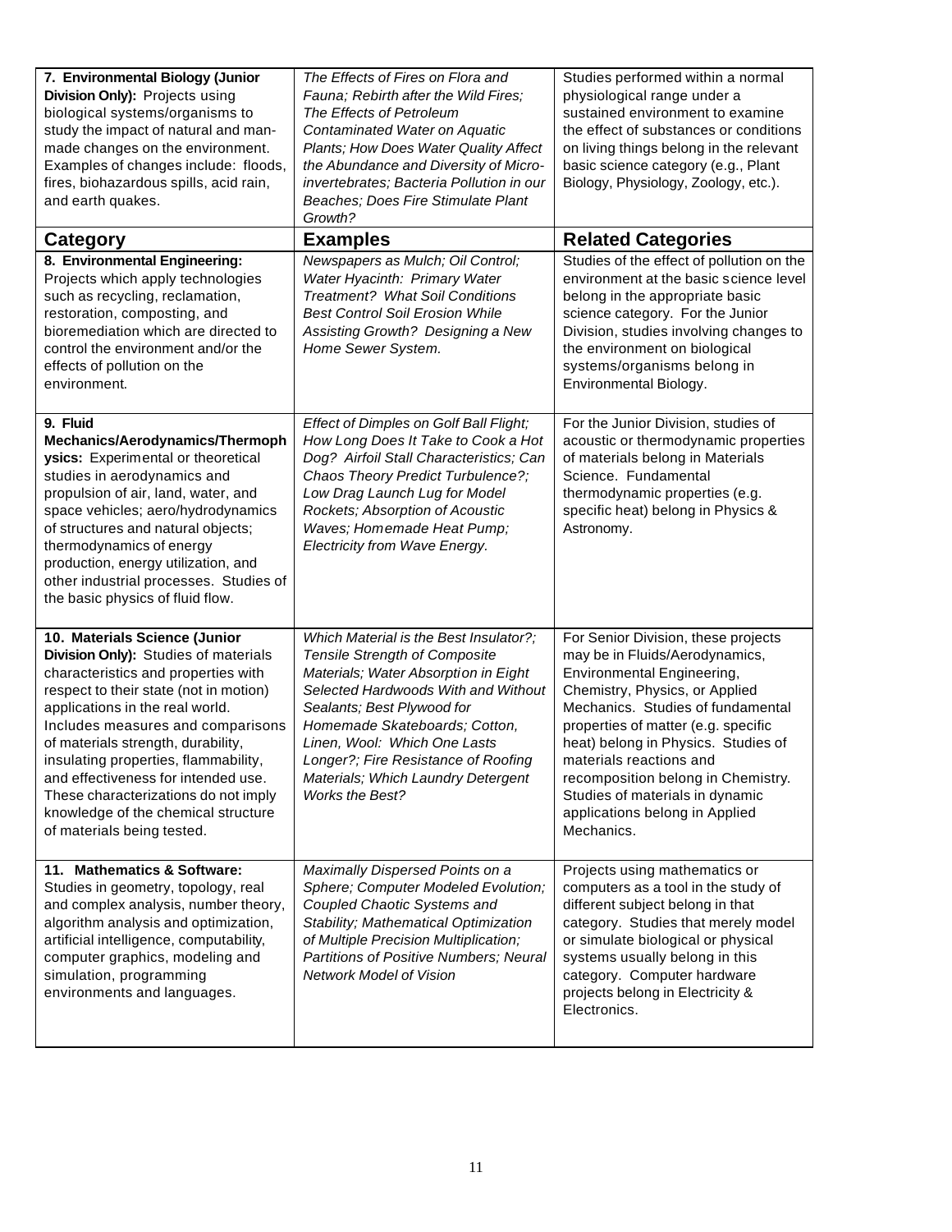| Category | Examples | Related Categories |
| --- | --- | --- |
| **7. Environmental Biology (Junior Division Only):** Projects using biological systems/organisms to study the impact of natural and man-made changes on the environment. Examples of changes include: floods, fires, biohazardous spills, acid rain, and earth quakes. | *The Effects of Fires on Flora and Fauna; Rebirth after the Wild Fires; The Effects of Petroleum Contaminated Water on Aquatic Plants; How Does Water Quality Affect the Abundance and Diversity of Micro-invertebrates; Bacteria Pollution in our Beaches; Does Fire Stimulate Plant Growth?* | Studies performed within a normal physiological range under a sustained environment to examine the effect of substances or conditions on living things belong in the relevant basic science category (e.g., Plant Biology, Physiology, Zoology, etc.). |
| **8. Environmental Engineering:** Projects which apply technologies such as recycling, reclamation, restoration, composting, and bioremediation which are directed to control the environment and/or the effects of pollution on the environment. | *Newspapers as Mulch; Oil Control; Water Hyacinth: Primary Water Treatment? What Soil Conditions Best Control Soil Erosion While Assisting Growth? Designing a New Home Sewer System.* | Studies of the effect of pollution on the environment at the basic science level belong in the appropriate basic science category. For the Junior Division, studies involving changes to the environment on biological systems/organisms belong in Environmental Biology. |
| **9. Fluid Mechanics/Aerodynamics/Thermophysics:** Experimental or theoretical studies in aerodynamics and propulsion of air, land, water, and space vehicles; aero/hydrodynamics of structures and natural objects; thermodynamics of energy production, energy utilization, and other industrial processes. Studies of the basic physics of fluid flow. | *Effect of Dimples on Golf Ball Flight; How Long Does It Take to Cook a Hot Dog? Airfoil Stall Characteristics; Can Chaos Theory Predict Turbulence?; Low Drag Launch Lug for Model Rockets; Absorption of Acoustic Waves; Homemade Heat Pump; Electricity from Wave Energy.* | For the Junior Division, studies of acoustic or thermodynamic properties of materials belong in Materials Science. Fundamental thermodynamic properties (e.g. specific heat) belong in Physics & Astronomy. |
| **10. Materials Science (Junior Division Only):** Studies of materials characteristics and properties with respect to their state (not in motion) applications in the real world. Includes measures and comparisons of materials strength, durability, insulating properties, flammability, and effectiveness for intended use. These characterizations do not imply knowledge of the chemical structure of materials being tested. | *Which Material is the Best Insulator?; Tensile Strength of Composite Materials; Water Absorption in Eight Selected Hardwoods With and Without Sealants; Best Plywood for Homemade Skateboards; Cotton, Linen, Wool: Which One Lasts Longer?; Fire Resistance of Roofing Materials; Which Laundry Detergent Works the Best?* | For Senior Division, these projects may be in Fluids/Aerodynamics, Environmental Engineering, Chemistry, Physics, or Applied Mechanics. Studies of fundamental properties of matter (e.g. specific heat) belong in Physics. Studies of materials reactions and recomposition belong in Chemistry. Studies of materials in dynamic applications belong in Applied Mechanics. |
| **11. Mathematics & Software:** Studies in geometry, topology, real and complex analysis, number theory, algorithm analysis and optimization, artificial intelligence, computability, computer graphics, modeling and simulation, programming environments and languages. | *Maximally Dispersed Points on a Sphere; Computer Modeled Evolution; Coupled Chaotic Systems and Stability; Mathematical Optimization of Multiple Precision Multiplication; Partitions of Positive Numbers; Neural Network Model of Vision* | Projects using mathematics or computers as a tool in the study of different subject belong in that category. Studies that merely model or simulate biological or physical systems usually belong in this category. Computer hardware projects belong in Electricity & Electronics. |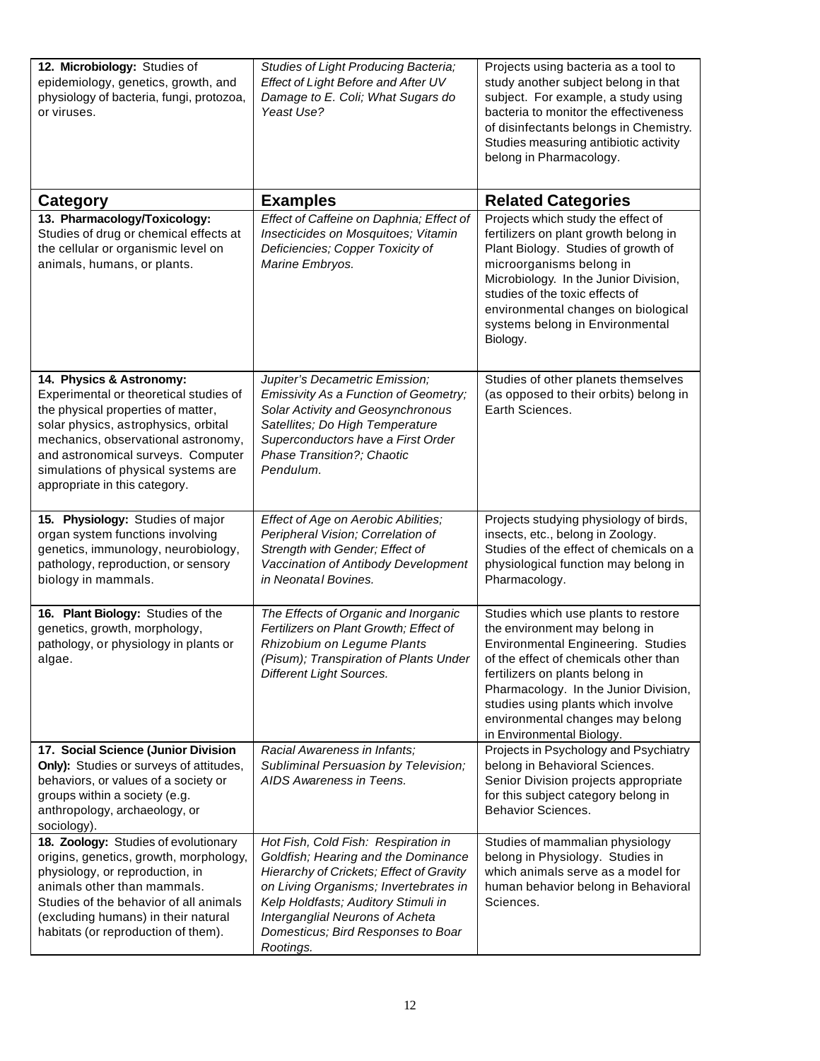| Category | Examples | Related Categories |
|---|---|---|
| **12. Microbiology:** Studies of epidemiology, genetics, growth, and physiology of bacteria, fungi, protozoa, or viruses. | *Studies of Light Producing Bacteria; Effect of Light Before and After UV Damage to E. Coli; What Sugars do Yeast Use?* | Projects using bacteria as a tool to study another subject belong in that subject. For example, a study using bacteria to monitor the effectiveness of disinfectants belongs in Chemistry. Studies measuring antibiotic activity belong in Pharmacology. |
| **13. Pharmacology/Toxicology:** Studies of drug or chemical effects at the cellular or organismic level on animals, humans, or plants. | *Effect of Caffeine on Daphnia; Effect of Insecticides on Mosquitoes; Vitamin Deficiencies; Copper Toxicity of Marine Embryos.* | Projects which study the effect of fertilizers on plant growth belong in Plant Biology. Studies of growth of microorganisms belong in Microbiology. In the Junior Division, studies of the toxic effects of environmental changes on biological systems belong in Environmental Biology. |
| **14. Physics & Astronomy:** Experimental or theoretical studies of the physical properties of matter, solar physics, astrophysics, orbital mechanics, observational astronomy, and astronomical surveys. Computer simulations of physical systems are appropriate in this category. | *Jupiter's Decametric Emission; Emissivity As a Function of Geometry; Solar Activity and Geosynchronous Satellites; Do High Temperature Superconductors have a First Order Phase Transition?; Chaotic Pendulum.* | Studies of other planets themselves (as opposed to their orbits) belong in Earth Sciences. |
| **15. Physiology:** Studies of major organ system functions involving genetics, immunology, neurobiology, pathology, reproduction, or sensory biology in mammals. | *Effect of Age on Aerobic Abilities; Peripheral Vision; Correlation of Strength with Gender; Effect of Vaccination of Antibody Development in Neonatal Bovines.* | Projects studying physiology of birds, insects, etc., belong in Zoology. Studies of the effect of chemicals on a physiological function may belong in Pharmacology. |
| **16. Plant Biology:** Studies of the genetics, growth, morphology, pathology, or physiology in plants or algae. | *The Effects of Organic and Inorganic Fertilizers on Plant Growth; Effect of Rhizobium on Legume Plants (Pisum); Transpiration of Plants Under Different Light Sources.* | Studies which use plants to restore the environment may belong in Environmental Engineering. Studies of the effect of chemicals other than fertilizers on plants belong in Pharmacology. In the Junior Division, studies using plants which involve environmental changes may belong in Environmental Biology. |
| **17. Social Science (Junior Division Only):** Studies or surveys of attitudes, behaviors, or values of a society or groups within a society (e.g. anthropology, archaeology, or sociology). | *Racial Awareness in Infants; Subliminal Persuasion by Television; AIDS Awareness in Teens.* | Projects in Psychology and Psychiatry belong in Behavioral Sciences. Senior Division projects appropriate for this subject category belong in Behavior Sciences. |
| **18. Zoology:** Studies of evolutionary origins, genetics, growth, morphology, physiology, or reproduction, in animals other than mammals. Studies of the behavior of all animals (excluding humans) in their natural habitats (or reproduction of them). | *Hot Fish, Cold Fish: Respiration in Goldfish; Hearing and the Dominance Hierarchy of Crickets; Effect of Gravity on Living Organisms; Invertebrates in Kelp Holdfasts; Auditory Stimuli in Interganglial Neurons of Acheta Domesticus; Bird Responses to Boar Rootings.* | Studies of mammalian physiology belong in Physiology. Studies in which animals serve as a model for human behavior belong in Behavioral Sciences. |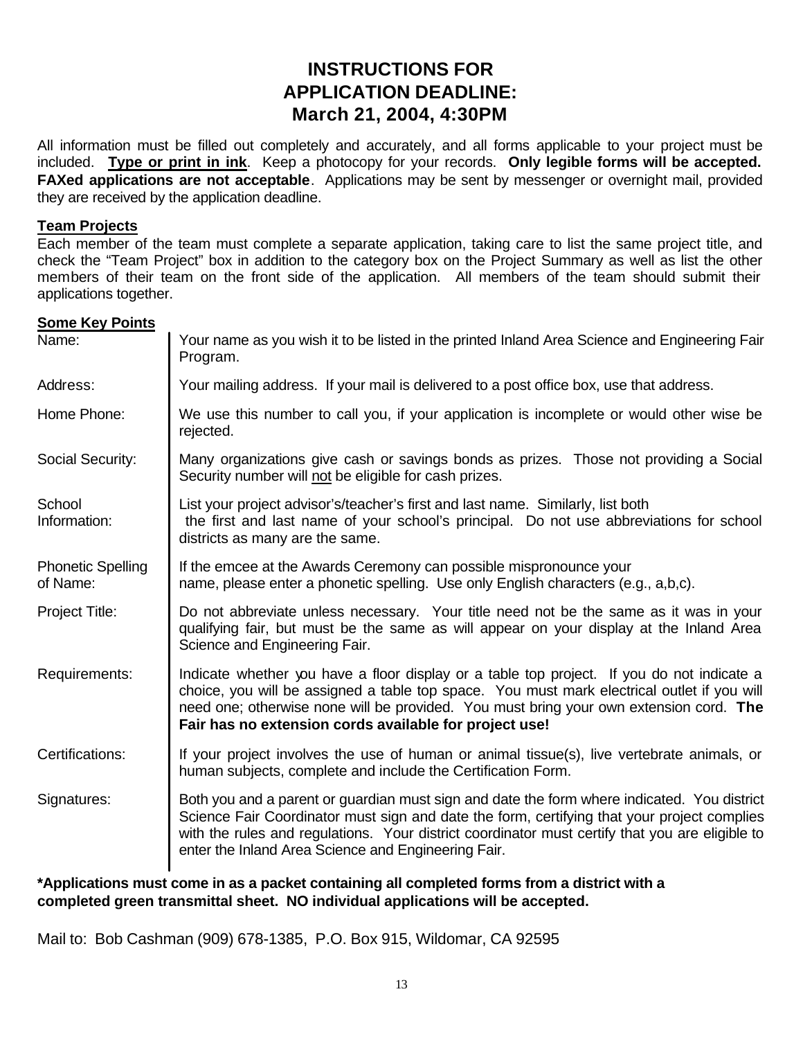# INSTRUCTIONS FOR APPLICATION DEADLINE: March 21, 2004, 4:30PM

All information must be filled out completely and accurately, and all forms applicable to your project must be included. **Type or print in ink**. Keep a photocopy for your records. **Only legible forms will be accepted. FAXed applications are not acceptable**. Applications may be sent by messenger or overnight mail, provided they are received by the application deadline.

**Team Projects**

Each member of the team must complete a separate application, taking care to list the same project title, and check the "Team Project" box in addition to the category box on the Project Summary as well as list the other members of their team on the front side of the application. All members of the team should submit their applications together.

**Some Key Points**

| | |
|---|---|
| Name: | Your name as you wish it to be listed in the printed Inland Area Science and Engineering Fair Program. |
| Address: | Your mailing address. If your mail is delivered to a post office box, use that address. |
| Home Phone: | We use this number to call you, if your application is incomplete or would other wise be rejected. |
| Social Security: | Many organizations give cash or savings bonds as prizes. Those not providing a Social Security number will not be eligible for cash prizes. |
| School Information: | List your project advisor's/teacher's first and last name. Similarly, list both the first and last name of your school's principal. Do not use abbreviations for school districts as many are the same. |
| Phonetic Spelling of Name: | If the emcee at the Awards Ceremony can possible mispronounce your name, please enter a phonetic spelling. Use only English characters (e.g., a,b,c). |
| Project Title: | Do not abbreviate unless necessary. Your title need not be the same as it was in your qualifying fair, but must be the same as will appear on your display at the Inland Area Science and Engineering Fair. |
| Requirements: | Indicate whether you have a floor display or a table top project. If you do not indicate a choice, you will be assigned a table top space. You must mark electrical outlet if you will need one; otherwise none will be provided. You must bring your own extension cord. **The Fair has no extension cords available for project use!** |
| Certifications: | If your project involves the use of human or animal tissue(s), live vertebrate animals, or human subjects, complete and include the Certification Form. |
| Signatures: | Both you and a parent or guardian must sign and date the form where indicated. You district Science Fair Coordinator must sign and date the form, certifying that your project complies with the rules and regulations. Your district coordinator must certify that you are eligible to enter the Inland Area Science and Engineering Fair. |

**\*Applications must come in as a packet containing all completed forms from a district with a completed green transmittal sheet. NO individual applications will be accepted.**

Mail to: Bob Cashman (909) 678-1385, P.O. Box 915, Wildomar, CA 92595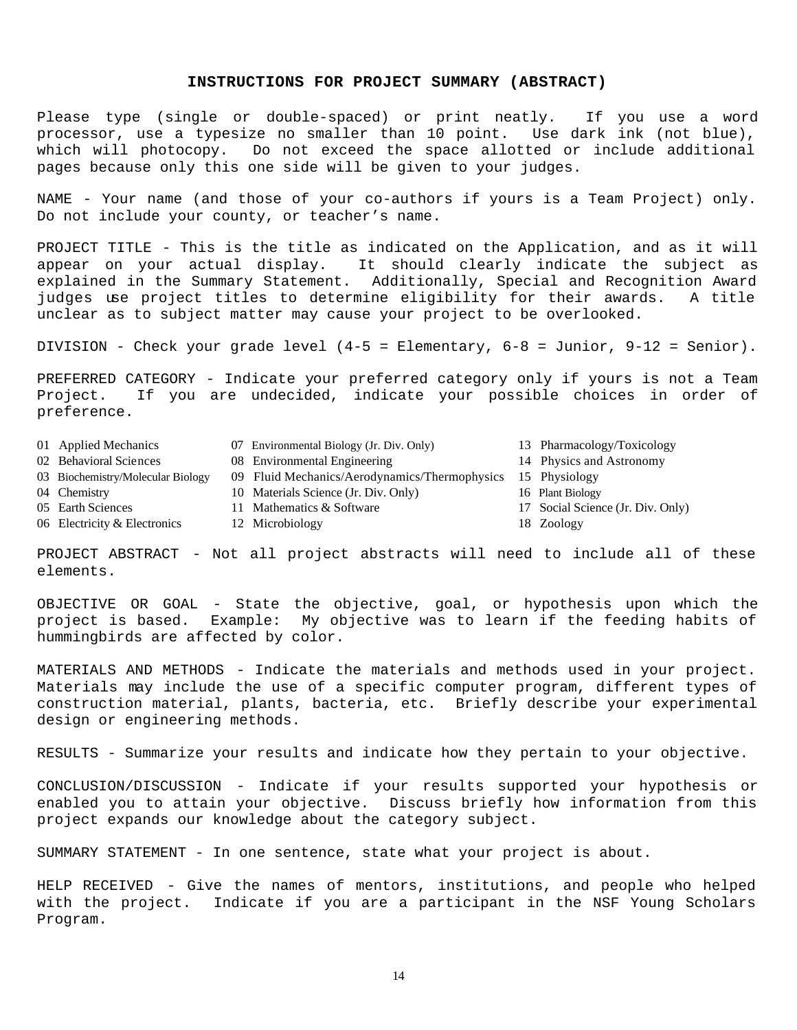## INSTRUCTIONS FOR PROJECT SUMMARY (ABSTRACT)

Please type (single or double-spaced) or print neatly. If you use a word processor, use a typesize no smaller than 10 point. Use dark ink (not blue), which will photocopy. Do not exceed the space allotted or include additional pages because only this one side will be given to your judges.

NAME - Your name (and those of your co-authors if yours is a Team Project) only. Do not include your county, or teacher's name.

PROJECT TITLE - This is the title as indicated on the Application, and as it will appear on your actual display. It should clearly indicate the subject as explained in the Summary Statement. Additionally, Special and Recognition Award judges use project titles to determine eligibility for their awards. A title unclear as to subject matter may cause your project to be overlooked.

DIVISION - Check your grade level (4-5 = Elementary, 6-8 = Junior, 9-12 = Senior).

PREFERRED CATEGORY - Indicate your preferred category only if yours is not a Team Project. If you are undecided, indicate your possible choices in order of preference.

01 Applied Mechanics
02 Behavioral Sciences
03 Biochemistry/Molecular Biology
04 Chemistry
05 Earth Sciences
06 Electricity & Electronics
07 Environmental Biology (Jr. Div. Only)
08 Environmental Engineering
09 Fluid Mechanics/Aerodynamics/Thermophysics
10 Materials Science (Jr. Div. Only)
11 Mathematics & Software
12 Microbiology
13 Pharmacology/Toxicology
14 Physics and Astronomy
15 Physiology
16 Plant Biology
17 Social Science (Jr. Div. Only)
18 Zoology

PROJECT ABSTRACT - Not all project abstracts will need to include all of these elements.

OBJECTIVE OR GOAL - State the objective, goal, or hypothesis upon which the project is based. Example: My objective was to learn if the feeding habits of hummingbirds are affected by color.

MATERIALS AND METHODS - Indicate the materials and methods used in your project. Materials may include the use of a specific computer program, different types of construction material, plants, bacteria, etc. Briefly describe your experimental design or engineering methods.

RESULTS - Summarize your results and indicate how they pertain to your objective.

CONCLUSION/DISCUSSION - Indicate if your results supported your hypothesis or enabled you to attain your objective. Discuss briefly how information from this project expands our knowledge about the category subject.

SUMMARY STATEMENT - In one sentence, state what your project is about.

HELP RECEIVED - Give the names of mentors, institutions, and people who helped with the project. Indicate if you are a participant in the NSF Young Scholars Program.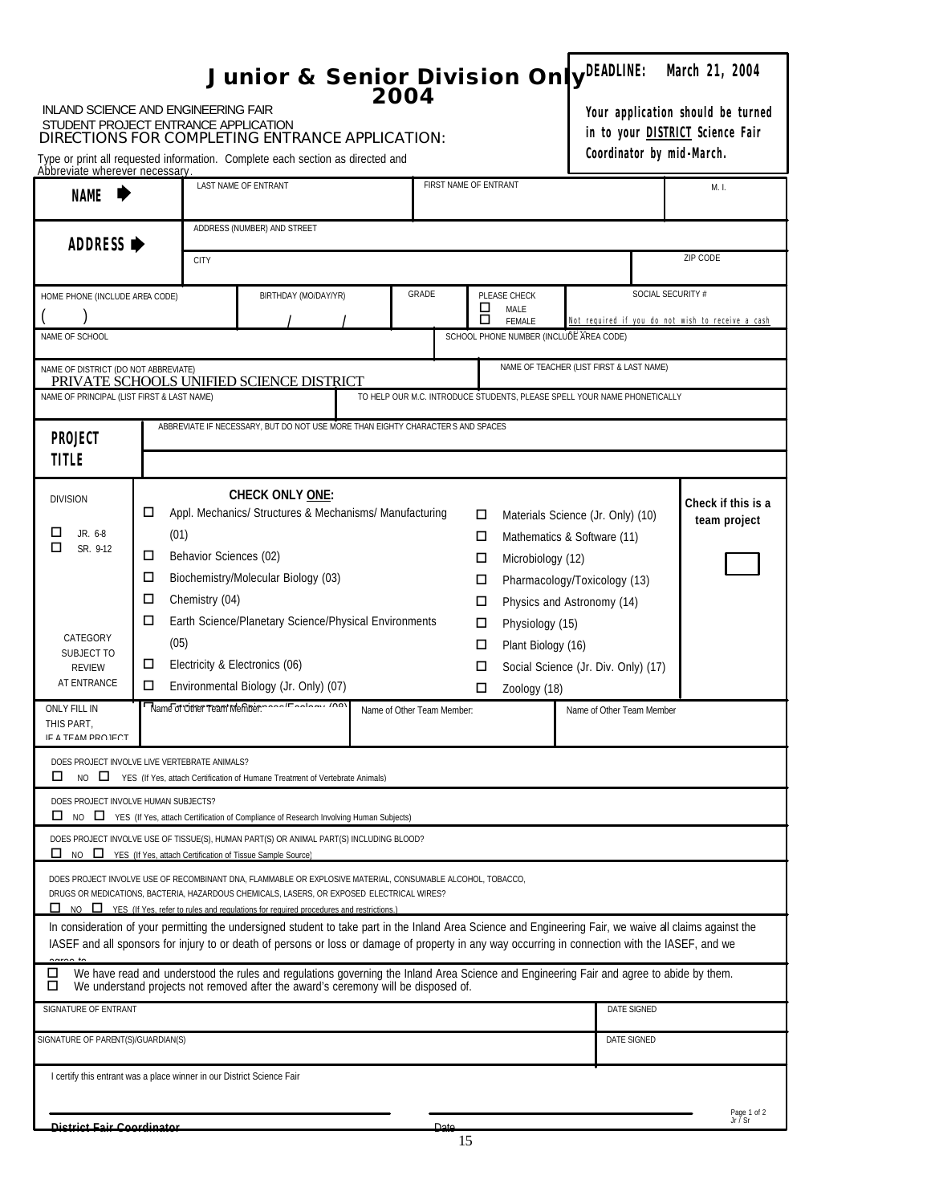# Junior & Senior Division Only 2004

**DEADLINE: March 21, 2004**

**Your application should be turned in to your DISTRICT Science Fair Coordinator by mid-March.**

INLAND SCIENCE AND ENGINEERING FAIR
STUDENT PROJECT ENTRANCE APPLICATION

DIRECTIONS FOR COMPLETING ENTRANCE APPLICATION:

Type or print all requested information. Complete each section as directed and Abbreviate wherever necessary.

| **NAME** ➡ | LAST NAME OF ENTRANT | FIRST NAME OF ENTRANT | M. I. |
|---|---|---|---|
| **ADDRESS** ➡ | ADDRESS (NUMBER) AND STREET | | |
| | CITY | | ZIP CODE |

| HOME PHONE (INCLUDE AREA CODE) | BIRTHDAY (MO/DAY/YR) | GRADE | PLEASE CHECK | SOCIAL SECURITY # |
|---|---|---|---|---|
| (      ) | /      / | | ☐ MALE ☐ FEMALE | Not required if you do not wish to receive a cash |

| NAME OF SCHOOL | SCHOOL PHONE NUMBER (INCLUDE AREA CODE) |
|---|---|
| NAME OF DISTRICT (DO NOT ABBREVIATE) PRIVATE SCHOOLS UNIFIED SCIENCE DISTRICT | NAME OF TEACHER (LIST FIRST & LAST NAME) |
| NAME OF PRINCIPAL (LIST FIRST & LAST NAME) | TO HELP OUR M.C. INTRODUCE STUDENTS, PLEASE SPELL YOUR NAME PHONETICALLY |

**PROJECT TITLE**

ABBREVIATE IF NECESSARY, BUT DO NOT USE MORE THAN EIGHTY CHARACTERS AND SPACES

DIVISION

☐ JR. 6-8
☐ SR. 9-12

CATEGORY SUBJECT TO REVIEW AT ENTRANCE

**CHECK ONLY ONE:**

- ☐ Appl. Mechanics/ Structures & Mechanisms/ Manufacturing (01)
- ☐ Behavior Sciences (02)
- ☐ Biochemistry/Molecular Biology (03)
- ☐ Chemistry (04)
- ☐ Earth Science/Planetary Science/Physical Environments (05)
- ☐ Electricity & Electronics (06)
- ☐ Environmental Biology (Jr. Only) (07)
- ☐ Environmental Sciences/Ecology (08)
- ☐ Materials Science (Jr. Only) (10)
- ☐ Mathematics & Software (11)
- ☐ Microbiology (12)
- ☐ Pharmacology/Toxicology (13)
- ☐ Physics and Astronomy (14)
- ☐ Physiology (15)
- ☐ Plant Biology (16)
- ☐ Social Science (Jr. Div. Only) (17)
- ☐ Zoology (18)

**Check if this is a team project** ☐

| ONLY FILL IN THIS PART, IF A TEAM PROJECT | Name of Other Team Member: | Name of Other Team Member: | Name of Other Team Member |
|---|---|---|---|
| | | | |

DOES PROJECT INVOLVE LIVE VERTEBRATE ANIMALS?
☐ NO ☐ YES (If Yes, attach Certification of Humane Treatment of Vertebrate Animals)

DOES PROJECT INVOLVE HUMAN SUBJECTS?
☐ NO ☐ YES (If Yes, attach Certification of Compliance of Research Involving Human Subjects)

DOES PROJECT INVOLVE USE OF TISSUE(S), HUMAN PART(S) OR ANIMAL PART(S) INCLUDING BLOOD?
☐ NO ☐ YES (If Yes, attach Certification of Tissue Sample Source)

DOES PROJECT INVOLVE USE OF RECOMBINANT DNA, FLAMMABLE OR EXPLOSIVE MATERIAL, CONSUMABLE ALCOHOL, TOBACCO, DRUGS OR MEDICATIONS, BACTERIA, HAZARDOUS CHEMICALS, LASERS, OR EXPOSED ELECTRICAL WIRES?
☐ NO ☐ YES (If Yes, refer to rules and regulations for required procedures and restrictions.)

In consideration of your permitting the undersigned student to take part in the Inland Area Science and Engineering Fair, we waive all claims against the IASEF and all sponsors for injury to or death of persons or loss or damage of property in any way occurring in connection with the IASEF, and we agree to

☐ We have read and understood the rules and regulations governing the Inland Area Science and Engineering Fair and agree to abide by them.
☐ We understand projects not removed after the award's ceremony will be disposed of.

| SIGNATURE OF ENTRANT | DATE SIGNED |
|---|---|
| SIGNATURE OF PARENT(S)/GUARDIAN(S) | DATE SIGNED |

I certify this entrant was a place winner in our District Science Fair

______________________________ District Fair Coordinator ______________________________ Date

Page 1 of 2
Jr / Sr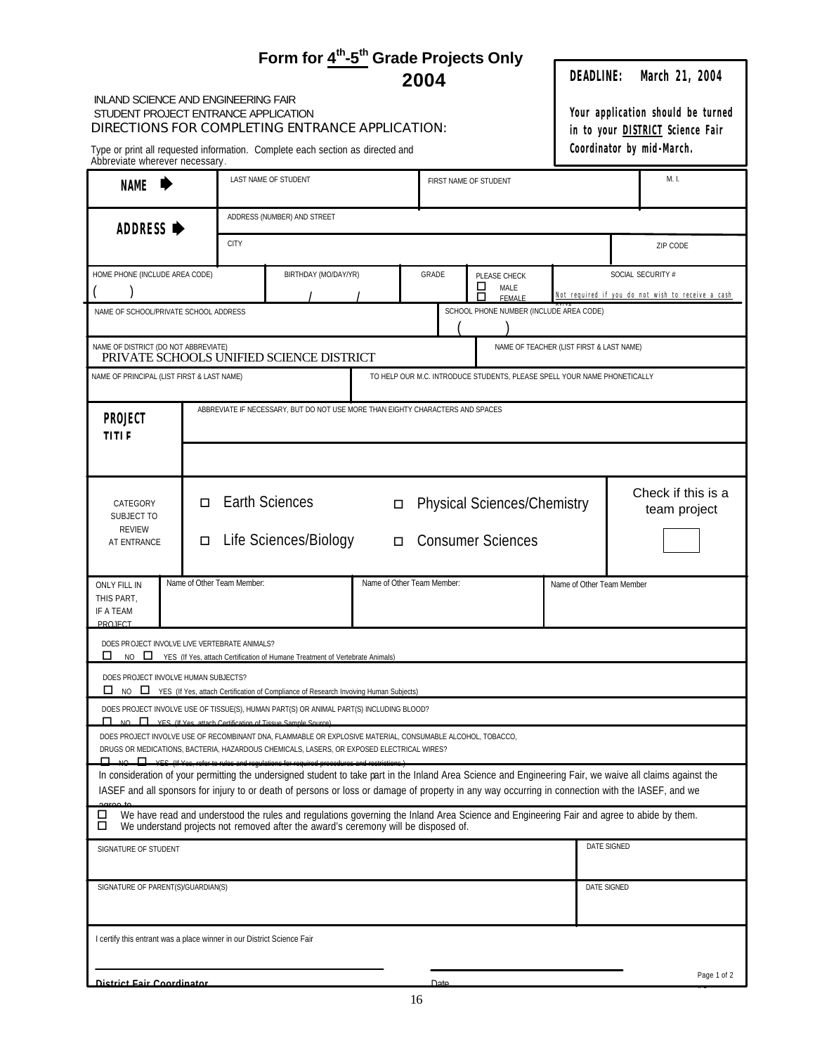# Form for 4th-5th Grade Projects Only

## 2004

**DEADLINE: March 21, 2004**

**Your application should be turned in to your DISTRICT Science Fair Coordinator by mid-March.**

INLAND SCIENCE AND ENGINEERING FAIR
STUDENT PROJECT ENTRANCE APPLICATION
DIRECTIONS FOR COMPLETING ENTRANCE APPLICATION:

Type or print all requested information. Complete each section as directed and Abbreviate wherever necessary.

| **NAME** ➡ | LAST NAME OF STUDENT | FIRST NAME OF STUDENT | M. I. |
|---|---|---|---|

| **ADDRESS** ➡ | ADDRESS (NUMBER) AND STREET | |
|---|---|---|
| | CITY | ZIP CODE |

| HOME PHONE (INCLUDE AREA CODE) | BIRTHDAY (MO/DAY/YR) | GRADE | PLEASE CHECK | SOCIAL SECURITY # |
|---|---|---|---|---|
| (     ) | /     / | | ☐ MALE ☐ FEMALE | Not required if you do not wish to receive a cash |

| NAME OF SCHOOL/PRIVATE SCHOOL ADDRESS | SCHOOL PHONE NUMBER (INCLUDE AREA CODE) |
|---|---|
| | (     ) |

| NAME OF DISTRICT (DO NOT ABBREVIATE) | NAME OF TEACHER (LIST FIRST & LAST NAME) |
|---|---|
| PRIVATE SCHOOLS UNIFIED SCIENCE DISTRICT | |

| NAME OF PRINCIPAL (LIST FIRST & LAST NAME) | TO HELP OUR M.C. INTRODUCE STUDENTS, PLEASE SPELL YOUR NAME PHONETICALLY |
|---|---|
| | |

| **PROJECT TITLE** | ABBREVIATE IF NECESSARY, BUT DO NOT USE MORE THAN EIGHTY CHARACTERS AND SPACES |
|---|---|
| | |

| CATEGORY SUBJECT TO REVIEW AT ENTRANCE | ☐ Earth Sciences | ☐ Physical Sciences/Chemistry | Check if this is a team project |
|---|---|---|---|
| | ☐ Life Sciences/Biology | ☐ Consumer Sciences | ☐ |

| ONLY FILL IN THIS PART, IF A TEAM PROJECT | Name of Other Team Member: | Name of Other Team Member: | Name of Other Team Member |
|---|---|---|---|

DOES PROJECT INVOLVE LIVE VERTEBRATE ANIMALS?
☐ NO ☐ YES (If Yes, attach Certification of Humane Treatment of Vertebrate Animals)

DOES PROJECT INVOLVE HUMAN SUBJECTS?
☐ NO ☐ YES (If Yes, attach Certification of Compliance of Research Invoving Human Subjects)

DOES PROJECT INVOLVE USE OF TISSUE(S), HUMAN PART(S) OR ANIMAL PART(S) INCLUDING BLOOD?
☐ NO ☐ YES (If Yes, attach Certification of Tissue Sample Source)

DOES PROJECT INVOLVE USE OF RECOMBINANT DNA, FLAMMABLE OR EXPLOSIVE MATERIAL, CONSUMABLE ALCOHOL, TOBACCO, DRUGS OR MEDICATIONS, BACTERIA, HAZARDOUS CHEMICALS, LASERS, OR EXPOSED ELECTRICAL WIRES?
☐ NO ☐ YES (If Yes, refer to rules and regulations for required procedures and restrictions.)

In consideration of your permitting the undersigned student to take part in the Inland Area Science and Engineering Fair, we waive all claims against the IASEF and all sponsors for injury to or death of persons or loss or damage of property in any way occurring in connection with the IASEF, and we agree to

☐ We have read and understood the rules and regulations governing the Inland Area Science and Engineering Fair and agree to abide by them.
☐ We understand projects not removed after the award's ceremony will be disposed of.

| SIGNATURE OF STUDENT | DATE SIGNED |
|---|---|
| | |
| SIGNATURE OF PARENT(S)/GUARDIAN(S) | DATE SIGNED |
| | |

I certify this entrant was a place winner in our District Science Fair

______________________________ ______________________________
**District Fair Coordinator** Date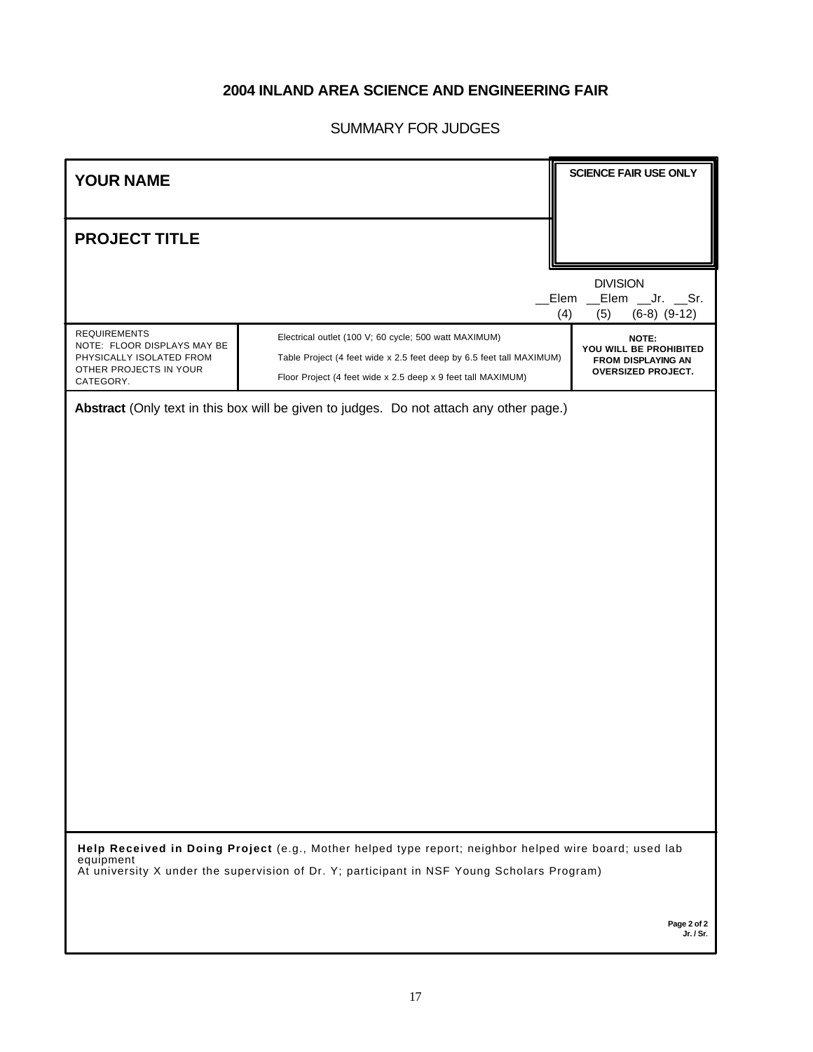# 2004 INLAND AREA SCIENCE AND ENGINEERING FAIR

## SUMMARY FOR JUDGES

| **YOUR NAME** | **SCIENCE FAIR USE ONLY** |
|---|---|
| **PROJECT TITLE** | |

DIVISION
__Elem (4) __Elem (5) __Jr. (6-8) __Sr. (9-12)

| REQUIREMENTS<br>NOTE: FLOOR DISPLAYS MAY BE PHYSICALLY ISOLATED FROM OTHER PROJECTS IN YOUR CATEGORY. | Electrical outlet (100 V; 60 cycle; 500 watt MAXIMUM)<br>Table Project (4 feet wide x 2.5 feet deep by 6.5 feet tall MAXIMUM)<br>Floor Project (4 feet wide x 2.5 deep x 9 feet tall MAXIMUM) | **NOTE:<br>YOU WILL BE PROHIBITED FROM DISPLAYING AN OVERSIZED PROJECT.** |
|---|---|---|

**Abstract** (Only text in this box will be given to judges. Do not attach any other page.)

**Help Received in Doing Project** (e.g., Mother helped type report; neighbor helped wire board; used lab equipment
At university X under the supervision of Dr. Y; participant in NSF Young Scholars Program)

Jr. / Sr.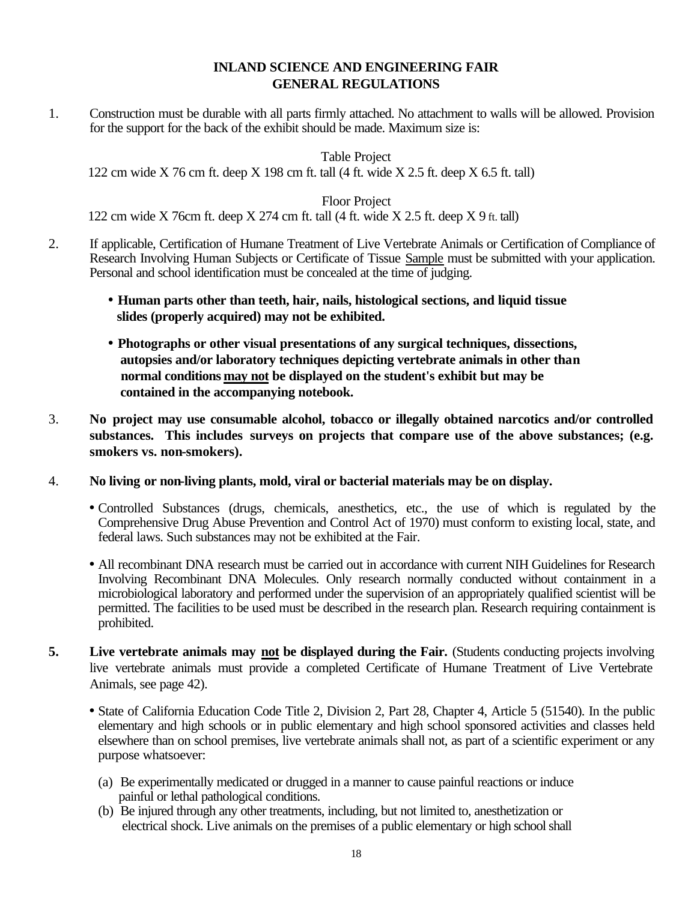# INLAND SCIENCE AND ENGINEERING FAIR
## GENERAL REGULATIONS

1. Construction must be durable with all parts firmly attached. No attachment to walls will be allowed. Provision for the support for the back of the exhibit should be made. Maximum size is:

   Table Project
   122 cm wide X 76 cm ft. deep X 198 cm ft. tall (4 ft. wide X 2.5 ft. deep X 6.5 ft. tall)

   Floor Project
   122 cm wide X 76cm ft. deep X 274 cm ft. tall (4 ft. wide X 2.5 ft. deep X 9 ft. tall)

2. If applicable, Certification of Humane Treatment of Live Vertebrate Animals or Certification of Compliance of Research Involving Human Subjects or Certificate of Tissue Sample must be submitted with your application. Personal and school identification must be concealed at the time of judging.

   - **Human parts other than teeth, hair, nails, histological sections, and liquid tissue slides (properly acquired) may not be exhibited.**
   - **Photographs or other visual presentations of any surgical techniques, dissections, autopsies and/or laboratory techniques depicting vertebrate animals in other than normal conditions may not be displayed on the student's exhibit but may be contained in the accompanying notebook.**

3. **No project may use consumable alcohol, tobacco or illegally obtained narcotics and/or controlled substances. This includes surveys on projects that compare use of the above substances; (e.g. smokers vs. non-smokers).**

4. **No living or non-living plants, mold, viral or bacterial materials may be on display.**

   - Controlled Substances (drugs, chemicals, anesthetics, etc., the use of which is regulated by the Comprehensive Drug Abuse Prevention and Control Act of 1970) must conform to existing local, state, and federal laws. Such substances may not be exhibited at the Fair.
   - All recombinant DNA research must be carried out in accordance with current NIH Guidelines for Research Involving Recombinant DNA Molecules. Only research normally conducted without containment in a microbiological laboratory and performed under the supervision of an appropriately qualified scientist will be permitted. The facilities to be used must be described in the research plan. Research requiring containment is prohibited.

5. **Live vertebrate animals may not be displayed during the Fair.** (Students conducting projects involving live vertebrate animals must provide a completed Certificate of Humane Treatment of Live Vertebrate Animals, see page 42).

   - State of California Education Code Title 2, Division 2, Part 28, Chapter 4, Article 5 (51540). In the public elementary and high schools or in public elementary and high school sponsored activities and classes held elsewhere than on school premises, live vertebrate animals shall not, as part of a scientific experiment or any purpose whatsoever:

     (a) Be experimentally medicated or drugged in a manner to cause painful reactions or induce painful or lethal pathological conditions.

     (b) Be injured through any other treatments, including, but not limited to, anesthetization or electrical shock. Live animals on the premises of a public elementary or high school shall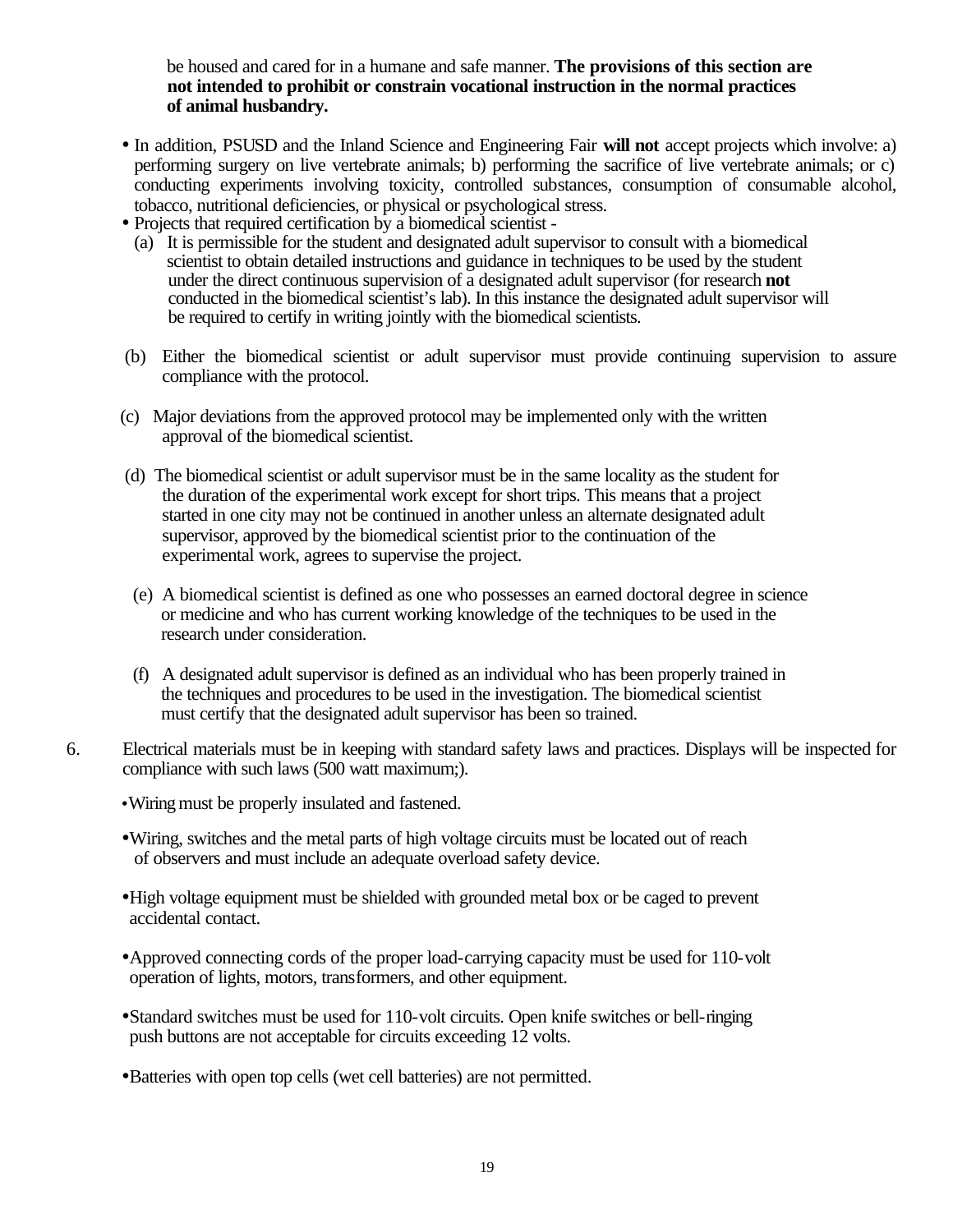be housed and cared for in a humane and safe manner. **The provisions of this section are not intended to prohibit or constrain vocational instruction in the normal practices of animal husbandry.**

- In addition, PSUSD and the Inland Science and Engineering Fair **will not** accept projects which involve: a) performing surgery on live vertebrate animals; b) performing the sacrifice of live vertebrate animals; or c) conducting experiments involving toxicity, controlled substances, consumption of consumable alcohol, tobacco, nutritional deficiencies, or physical or psychological stress.
- Projects that required certification by a biomedical scientist -
  - (a) It is permissible for the student and designated adult supervisor to consult with a biomedical scientist to obtain detailed instructions and guidance in techniques to be used by the student under the direct continuous supervision of a designated adult supervisor (for research **not** conducted in the biomedical scientist's lab). In this instance the designated adult supervisor will be required to certify in writing jointly with the biomedical scientists.
  - (b) Either the biomedical scientist or adult supervisor must provide continuing supervision to assure compliance with the protocol.
  - (c) Major deviations from the approved protocol may be implemented only with the written approval of the biomedical scientist.
  - (d) The biomedical scientist or adult supervisor must be in the same locality as the student for the duration of the experimental work except for short trips. This means that a project started in one city may not be continued in another unless an alternate designated adult supervisor, approved by the biomedical scientist prior to the continuation of the experimental work, agrees to supervise the project.
  - (e) A biomedical scientist is defined as one who possesses an earned doctoral degree in science or medicine and who has current working knowledge of the techniques to be used in the research under consideration.
  - (f) A designated adult supervisor is defined as an individual who has been properly trained in the techniques and procedures to be used in the investigation. The biomedical scientist must certify that the designated adult supervisor has been so trained.

6. Electrical materials must be in keeping with standard safety laws and practices. Displays will be inspected for compliance with such laws (500 watt maximum;).

   - Wiring must be properly insulated and fastened.
   - Wiring, switches and the metal parts of high voltage circuits must be located out of reach of observers and must include an adequate overload safety device.
   - High voltage equipment must be shielded with grounded metal box or be caged to prevent accidental contact.
   - Approved connecting cords of the proper load-carrying capacity must be used for 110-volt operation of lights, motors, transformers, and other equipment.
   - Standard switches must be used for 110-volt circuits. Open knife switches or bell-ringing push buttons are not acceptable for circuits exceeding 12 volts.
   - Batteries with open top cells (wet cell batteries) are not permitted.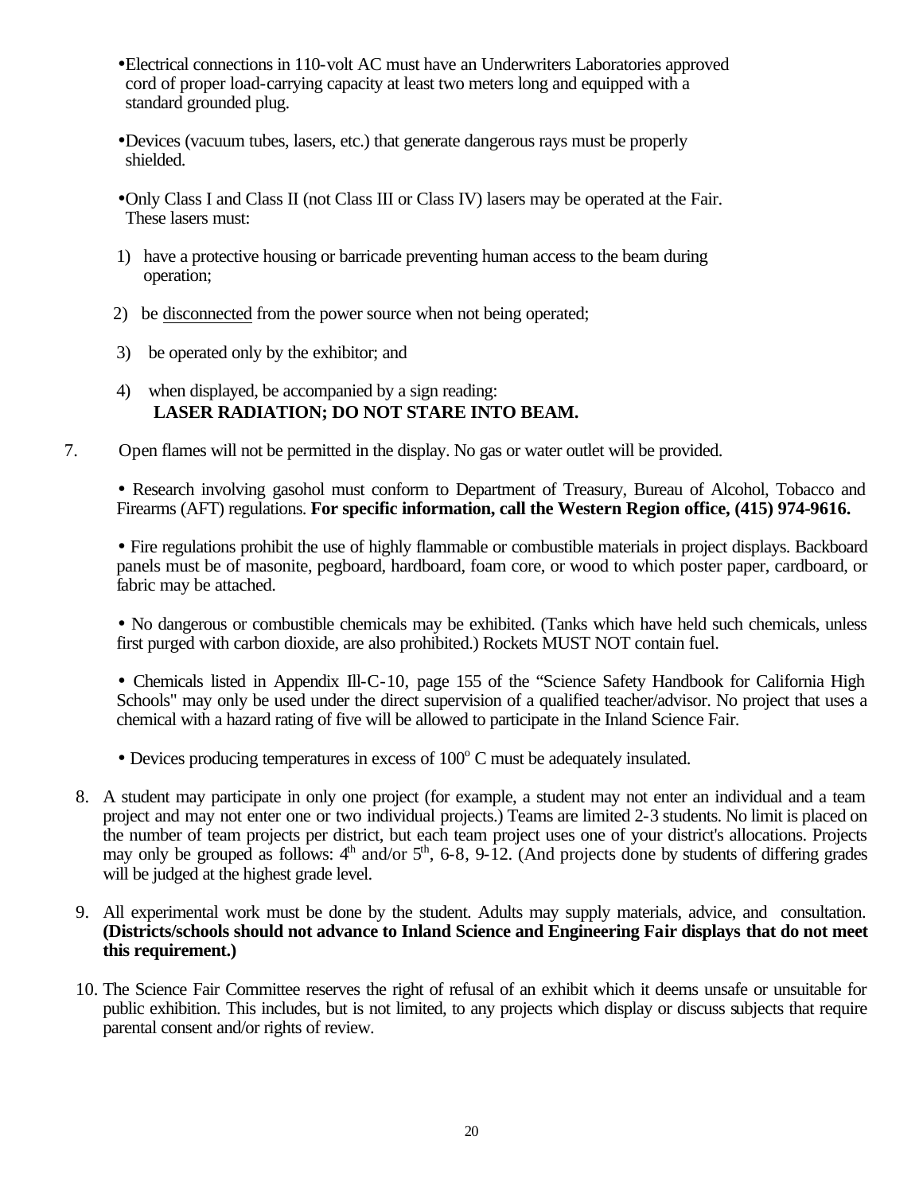- Electrical connections in 110-volt AC must have an Underwriters Laboratories approved cord of proper load-carrying capacity at least two meters long and equipped with a standard grounded plug.

- Devices (vacuum tubes, lasers, etc.) that generate dangerous rays must be properly shielded.

- Only Class I and Class II (not Class III or Class IV) lasers may be operated at the Fair. These lasers must:

  1) have a protective housing or barricade preventing human access to the beam during operation;

  2) be <u>disconnected</u> from the power source when not being operated;

  3) be operated only by the exhibitor; and

  4) when displayed, be accompanied by a sign reading:
     **LASER RADIATION; DO NOT STARE INTO BEAM.**

7. Open flames will not be permitted in the display. No gas or water outlet will be provided.

   - Research involving gasohol must conform to Department of Treasury, Bureau of Alcohol, Tobacco and Firearms (AFT) regulations. **For specific information, call the Western Region office, (415) 974-9616.**

   - Fire regulations prohibit the use of highly flammable or combustible materials in project displays. Backboard panels must be of masonite, pegboard, hardboard, foam core, or wood to which poster paper, cardboard, or fabric may be attached.

   - No dangerous or combustible chemicals may be exhibited. (Tanks which have held such chemicals, unless first purged with carbon dioxide, are also prohibited.) Rockets MUST NOT contain fuel.

   - Chemicals listed in Appendix Ill-C-10, page 155 of the "Science Safety Handbook for California High Schools" may only be used under the direct supervision of a qualified teacher/advisor. No project that uses a chemical with a hazard rating of five will be allowed to participate in the Inland Science Fair.

   - Devices producing temperatures in excess of $100^{o}$ C must be adequately insulated.

8. A student may participate in only one project (for example, a student may not enter an individual and a team project and may not enter one or two individual projects.) Teams are limited 2-3 students. No limit is placed on the number of team projects per district, but each team project uses one of your district's allocations. Projects may only be grouped as follows: $4^{th}$ and/or $5^{th}$, 6-8, 9-12. (And projects done by students of differing grades will be judged at the highest grade level.

9. All experimental work must be done by the student. Adults may supply materials, advice, and consultation. **(Districts/schools should not advance to Inland Science and Engineering Fair displays that do not meet this requirement.)**

10. The Science Fair Committee reserves the right of refusal of an exhibit which it deems unsafe or unsuitable for public exhibition. This includes, but is not limited, to any projects which display or discuss subjects that require parental consent and/or rights of review.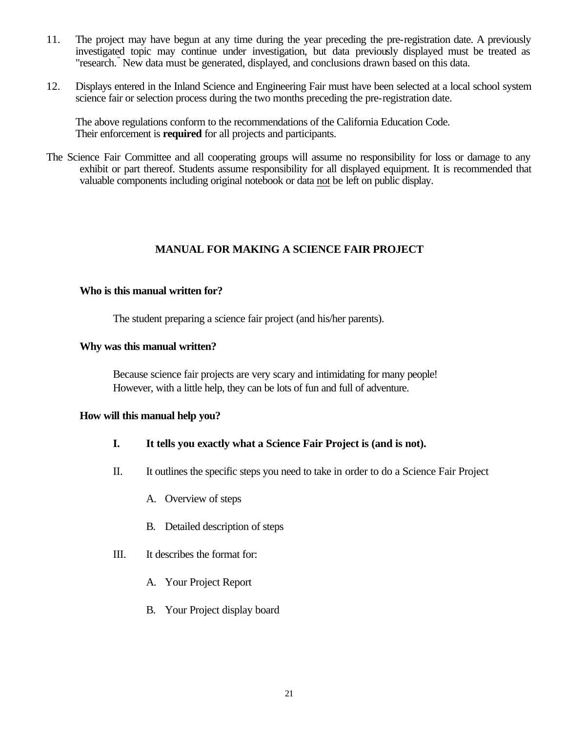11. The project may have begun at any time during the year preceding the pre-registration date. A previously investigated topic may continue under investigation, but data previously displayed must be treated as "research." New data must be generated, displayed, and conclusions drawn based on this data.

12. Displays entered in the Inland Science and Engineering Fair must have been selected at a local school system science fair or selection process during the two months preceding the pre-registration date.

    The above regulations conform to the recommendations of the California Education Code. Their enforcement is **required** for all projects and participants.

The Science Fair Committee and all cooperating groups will assume no responsibility for loss or damage to any exhibit or part thereof. Students assume responsibility for all displayed equipment. It is recommended that valuable components including original notebook or data <u>not</u> be left on public display.

## MANUAL FOR MAKING A SCIENCE FAIR PROJECT

**Who is this manual written for?**

The student preparing a science fair project (and his/her parents).

**Why was this manual written?**

Because science fair projects are very scary and intimidating for many people! However, with a little help, they can be lots of fun and full of adventure.

**How will this manual help you?**

**I. It tells you exactly what a Science Fair Project is (and is not).**

II. It outlines the specific steps you need to take in order to do a Science Fair Project

- A. Overview of steps
- B. Detailed description of steps

III. It describes the format for:

- A. Your Project Report
- B. Your Project display board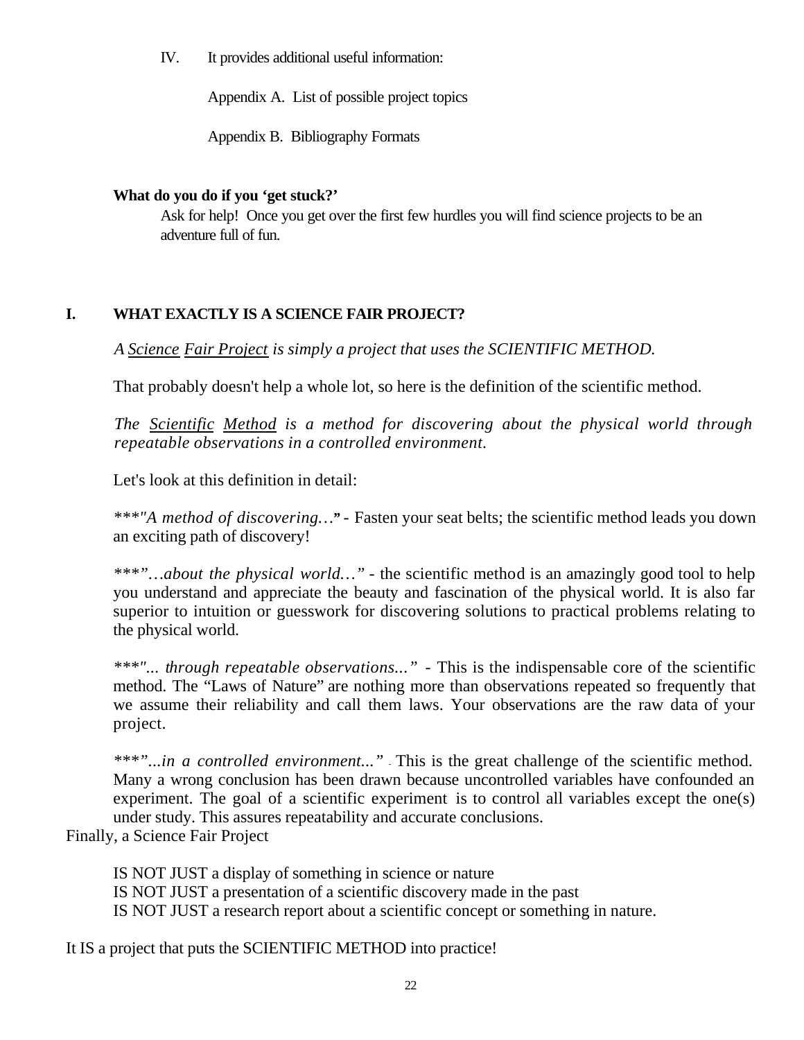IV. It provides additional useful information:

Appendix A. List of possible project topics

Appendix B. Bibliography Formats

**What do you do if you 'get stuck?'**

Ask for help! Once you get over the first few hurdles you will find science projects to be an adventure full of fun.

## I. WHAT EXACTLY IS A SCIENCE FAIR PROJECT?

*A Science Fair Project is simply a project that uses the SCIENTIFIC METHOD.*

That probably doesn't help a whole lot, so here is the definition of the scientific method.

*The Scientific Method is a method for discovering about the physical world through repeatable observations in a controlled environment.*

Let's look at this definition in detail:

*\*\*\*"A method of discovering…"* - Fasten your seat belts; the scientific method leads you down an exciting path of discovery!

*\*\*\*"…about the physical world…"* - the scientific method is an amazingly good tool to help you understand and appreciate the beauty and fascination of the physical world. It is also far superior to intuition or guesswork for discovering solutions to practical problems relating to the physical world.

*\*\*\*"... through repeatable observations..."* - This is the indispensable core of the scientific method. The "Laws of Nature" are nothing more than observations repeated so frequently that we assume their reliability and call them laws. Your observations are the raw data of your project.

*\*\*\*"...in a controlled environment..."* - This is the great challenge of the scientific method. Many a wrong conclusion has been drawn because uncontrolled variables have confounded an experiment. The goal of a scientific experiment is to control all variables except the one(s) under study. This assures repeatability and accurate conclusions.

Finally, a Science Fair Project

IS NOT JUST a display of something in science or nature
IS NOT JUST a presentation of a scientific discovery made in the past
IS NOT JUST a research report about a scientific concept or something in nature.

It IS a project that puts the SCIENTIFIC METHOD into practice!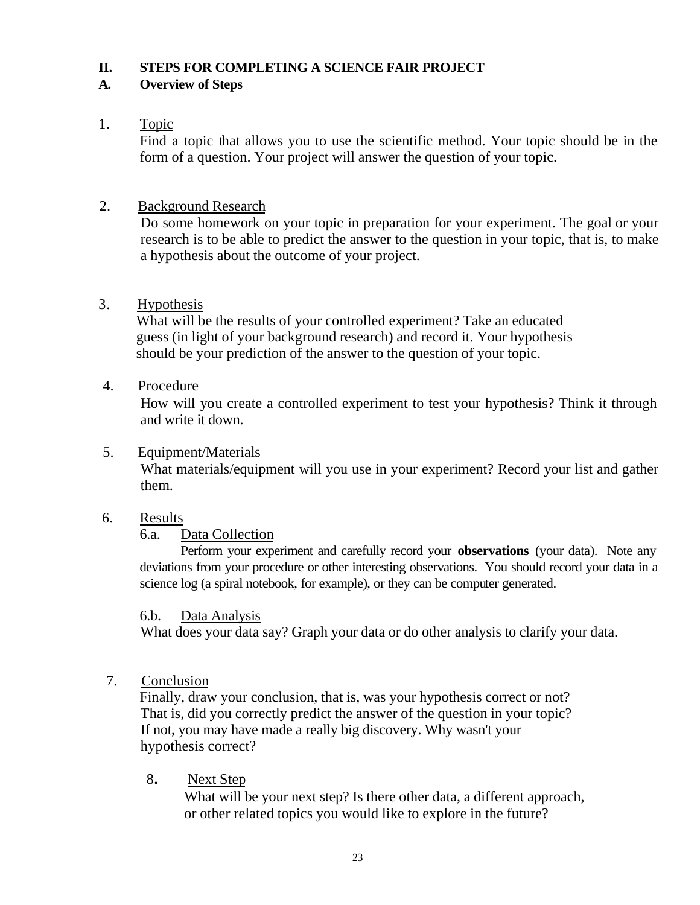## II. STEPS FOR COMPLETING A SCIENCE FAIR PROJECT

### A. Overview of Steps

1. Topic

   Find a topic that allows you to use the scientific method. Your topic should be in the form of a question. Your project will answer the question of your topic.

2. Background Research

   Do some homework on your topic in preparation for your experiment. The goal or your research is to be able to predict the answer to the question in your topic, that is, to make a hypothesis about the outcome of your project.

3. Hypothesis

   What will be the results of your controlled experiment? Take an educated guess (in light of your background research) and record it. Your hypothesis should be your prediction of the answer to the question of your topic.

4. Procedure

   How will you create a controlled experiment to test your hypothesis? Think it through and write it down.

5. Equipment/Materials

   What materials/equipment will you use in your experiment? Record your list and gather them.

6. Results

   6.a. Data Collection

   Perform your experiment and carefully record your **observations** (your data). Note any deviations from your procedure or other interesting observations. You should record your data in a science log (a spiral notebook, for example), or they can be computer generated.

   6.b. Data Analysis

   What does your data say? Graph your data or do other analysis to clarify your data.

7. Conclusion

   Finally, draw your conclusion, that is, was your hypothesis correct or not? That is, did you correctly predict the answer of the question in your topic? If not, you may have made a really big discovery. Why wasn't your hypothesis correct?

8. Next Step

   What will be your next step? Is there other data, a different approach, or other related topics you would like to explore in the future?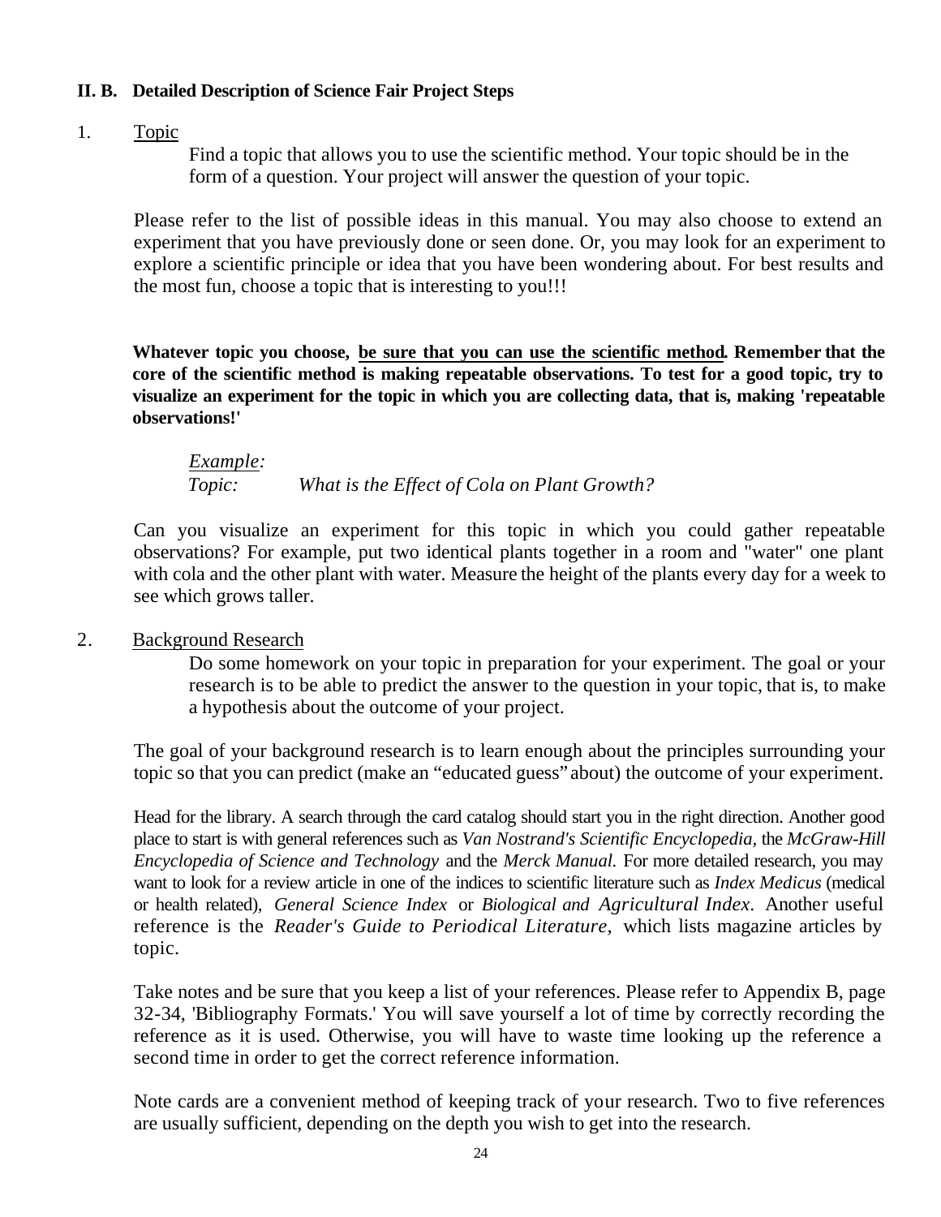## II. B. Detailed Description of Science Fair Project Steps

1. <u>Topic</u>

   Find a topic that allows you to use the scientific method. Your topic should be in the form of a question. Your project will answer the question of your topic.

Please refer to the list of possible ideas in this manual. You may also choose to extend an experiment that you have previously done or seen done. Or, you may look for an experiment to explore a scientific principle or idea that you have been wondering about. For best results and the most fun, choose a topic that is interesting to you!!!

**Whatever topic you choose, <u>be sure that you can use the scientific method</u>. Remember that the core of the scientific method is making repeatable observations. To test for a good topic, try to visualize an experiment for the topic in which you are collecting data, that is, making 'repeatable observations!'**

*<u>Example</u>:*
*Topic:* *What is the Effect of Cola on Plant Growth?*

Can you visualize an experiment for this topic in which you could gather repeatable observations? For example, put two identical plants together in a room and "water" one plant with cola and the other plant with water. Measure the height of the plants every day for a week to see which grows taller.

2. <u>Background Research</u>

   Do some homework on your topic in preparation for your experiment. The goal or your research is to be able to predict the answer to the question in your topic, that is, to make a hypothesis about the outcome of your project.

The goal of your background research is to learn enough about the principles surrounding your topic so that you can predict (make an "educated guess" about) the outcome of your experiment.

Head for the library. A search through the card catalog should start you in the right direction. Another good place to start is with general references such as *Van Nostrand's Scientific Encyclopedia*, the *McGraw-Hill Encyclopedia of Science and Technology* and the *Merck Manual.* For more detailed research, you may want to look for a review article in one of the indices to scientific literature such as *Index Medicus* (medical or health related), *General Science Index* or *Biological and Agricultural Index*. Another useful reference is the *Reader's Guide to Periodical Literature,* which lists magazine articles by topic.

Take notes and be sure that you keep a list of your references. Please refer to Appendix B, page 32-34, 'Bibliography Formats.' You will save yourself a lot of time by correctly recording the reference as it is used. Otherwise, you will have to waste time looking up the reference a second time in order to get the correct reference information.

Note cards are a convenient method of keeping track of your research. Two to five references are usually sufficient, depending on the depth you wish to get into the research.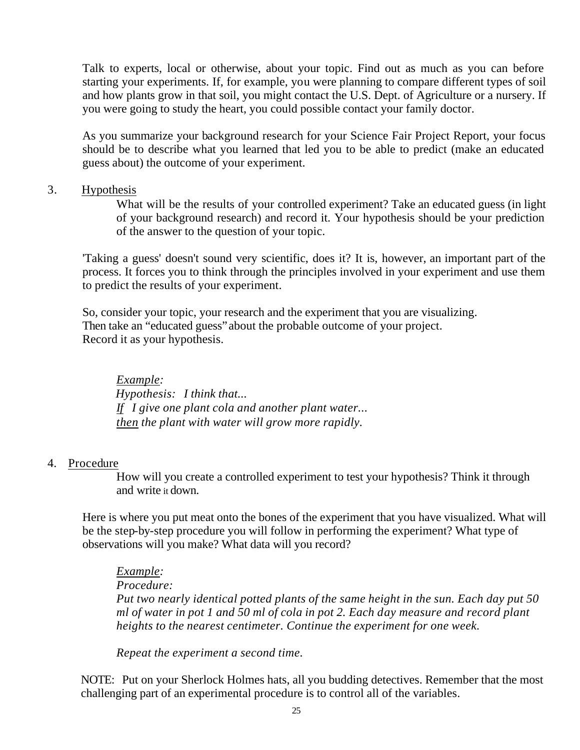Talk to experts, local or otherwise, about your topic. Find out as much as you can before starting your experiments. If, for example, you were planning to compare different types of soil and how plants grow in that soil, you might contact the U.S. Dept. of Agriculture or a nursery. If you were going to study the heart, you could possible contact your family doctor.

As you summarize your background research for your Science Fair Project Report, your focus should be to describe what you learned that led you to be able to predict (make an educated guess about) the outcome of your experiment.

3. Hypothesis

What will be the results of your controlled experiment? Take an educated guess (in light of your background research) and record it. Your hypothesis should be your prediction of the answer to the question of your topic.

'Taking a guess' doesn't sound very scientific, does it? It is, however, an important part of the process. It forces you to think through the principles involved in your experiment and use them to predict the results of your experiment.

So, consider your topic, your research and the experiment that you are visualizing.
Then take an "educated guess" about the probable outcome of your project.
Record it as your hypothesis.

*Example:*
*Hypothesis: I think that...*
*If I give one plant cola and another plant water...*
*then the plant with water will grow more rapidly.*

4. Procedure

How will you create a controlled experiment to test your hypothesis? Think it through and write it down.

Here is where you put meat onto the bones of the experiment that you have visualized. What will be the step-by-step procedure you will follow in performing the experiment? What type of observations will you make? What data will you record?

*Example:*
*Procedure:*
*Put two nearly identical potted plants of the same height in the sun. Each day put 50 ml of water in pot 1 and 50 ml of cola in pot 2. Each day measure and record plant heights to the nearest centimeter. Continue the experiment for one week.*

*Repeat the experiment a second time.*

NOTE: Put on your Sherlock Holmes hats, all you budding detectives. Remember that the most challenging part of an experimental procedure is to control all of the variables.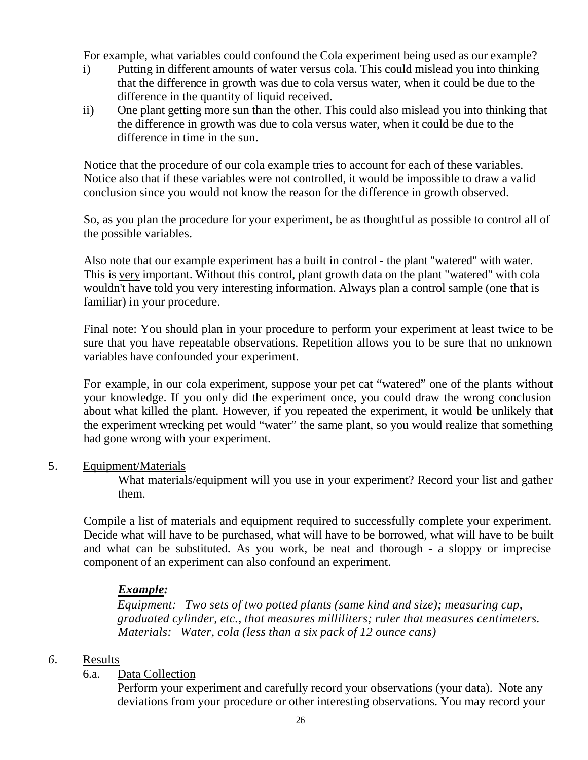For example, what variables could confound the Cola experiment being used as our example?

i) Putting in different amounts of water versus cola. This could mislead you into thinking that the difference in growth was due to cola versus water, when it could be due to the difference in the quantity of liquid received.

ii) One plant getting more sun than the other. This could also mislead you into thinking that the difference in growth was due to cola versus water, when it could be due to the difference in time in the sun.

Notice that the procedure of our cola example tries to account for each of these variables. Notice also that if these variables were not controlled, it would be impossible to draw a valid conclusion since you would not know the reason for the difference in growth observed.

So, as you plan the procedure for your experiment, be as thoughtful as possible to control all of the possible variables.

Also note that our example experiment has a built in control - the plant "watered" with water. This is <u>very</u> important. Without this control, plant growth data on the plant "watered" with cola wouldn't have told you very interesting information. Always plan a control sample (one that is familiar) in your procedure.

Final note: You should plan in your procedure to perform your experiment at least twice to be sure that you have <u>repeatable</u> observations. Repetition allows you to be sure that no unknown variables have confounded your experiment.

For example, in our cola experiment, suppose your pet cat "watered" one of the plants without your knowledge. If you only did the experiment once, you could draw the wrong conclusion about what killed the plant. However, if you repeated the experiment, it would be unlikely that the experiment wrecking pet would "water" the same plant, so you would realize that something had gone wrong with your experiment.

5. <u>Equipment/Materials</u>

   What materials/equipment will you use in your experiment? Record your list and gather them.

Compile a list of materials and equipment required to successfully complete your experiment. Decide what will have to be purchased, what will have to be borrowed, what will have to be built and what can be substituted. As you work, be neat and thorough - a sloppy or imprecise component of an experiment can also confound an experiment.

***<u>Example:</u>***
*Equipment: Two sets of two potted plants (same kind and size); measuring cup, graduated cylinder, etc., that measures milliliters; ruler that measures centimeters.*
*Materials: Water, cola (less than a six pack of 12 ounce cans)*

*6*. <u>Results</u>

6.a. <u>Data Collection</u>

Perform your experiment and carefully record your observations (your data). Note any deviations from your procedure or other interesting observations. You may record your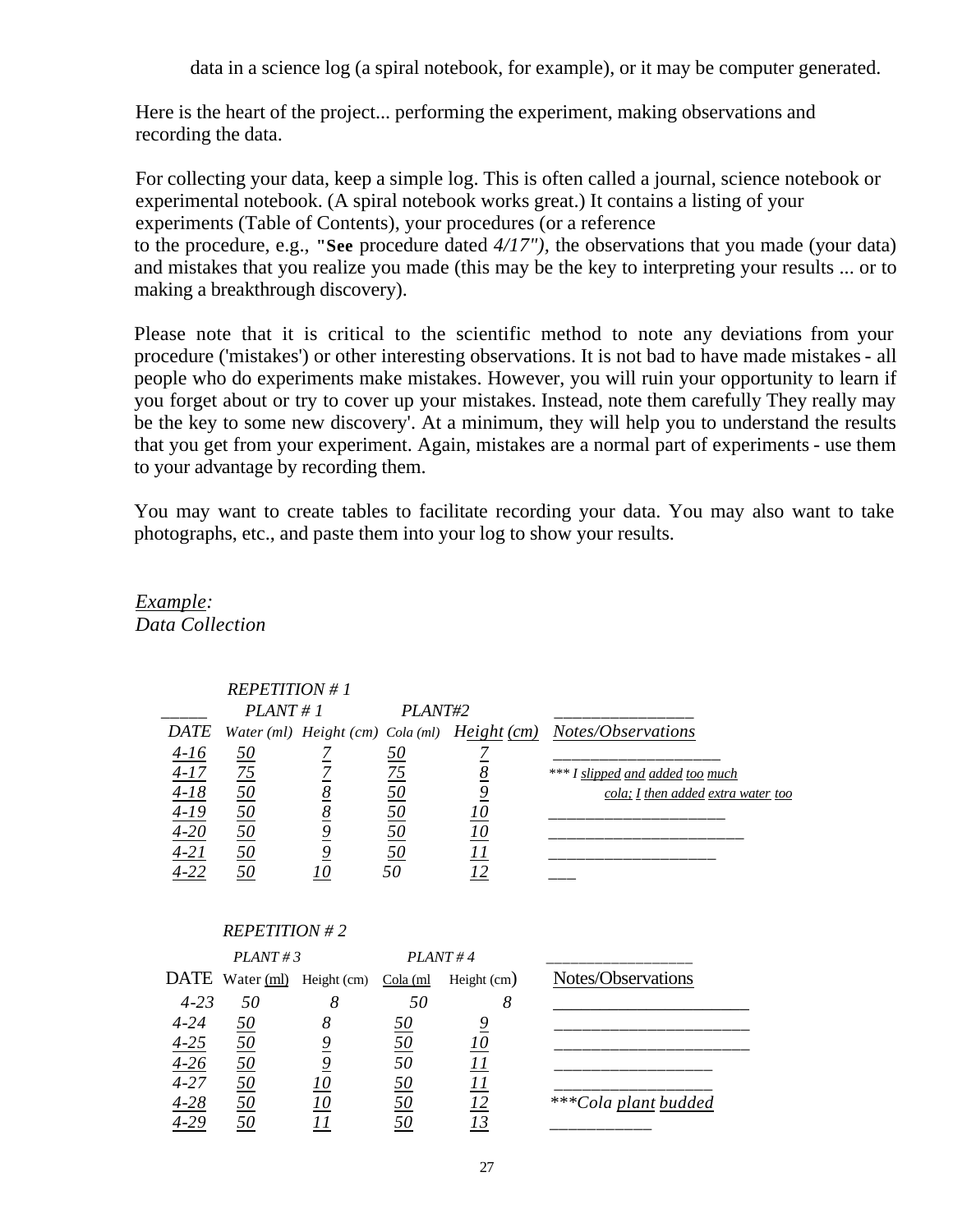data in a science log (a spiral notebook, for example), or it may be computer generated.

Here is the heart of the project... performing the experiment, making observations and recording the data.

For collecting your data, keep a simple log. This is often called a journal, science notebook or experimental notebook. (A spiral notebook works great.) It contains a listing of your experiments (Table of Contents), your procedures (or a reference to the procedure, e.g., "**See** procedure dated *4/17")*, the observations that you made (your data) and mistakes that you realize you made (this may be the key to interpreting your results ... or to making a breakthrough discovery).

Please note that it is critical to the scientific method to note any deviations from your procedure ('mistakes') or other interesting observations. It is not bad to have made mistakes - all people who do experiments make mistakes. However, you will ruin your opportunity to learn if you forget about or try to cover up your mistakes. Instead, note them carefully They really may be the key to some new discovery'. At a minimum, they will help you to understand the results that you get from your experiment. Again, mistakes are a normal part of experiments - use them to your advantage by recording them.

You may want to create tables to facilitate recording your data. You may also want to take photographs, etc., and paste them into your log to show your results.

*Example:*
*Data Collection*

*REPETITION # 1*

| | *PLANT # 1* | | *PLANT#2* | | |
|---|---|---|---|---|---|
| *DATE* | *Water (ml)* | *Height (cm)* | *Cola (ml)* | *Height (cm)* | *Notes/Observations* |
| *4-16* | *50* | *7* | *50* | *7* | |
| *4-17* | *75* | *7* | *75* | *8* | *\*\*\* I slipped and added too much cola; I then added extra water too* |
| *4-18* | *50* | *8* | *50* | *9* | |
| *4-19* | *50* | *8* | *50* | *10* | |
| *4-20* | *50* | *9* | *50* | *10* | |
| *4-21* | *50* | *9* | *50* | *11* | |
| *4-22* | *50* | *10* | *50* | *12* | |

*REPETITION # 2*

| | *PLANT # 3* | | *PLANT # 4* | | |
|---|---|---|---|---|---|
| DATE | Water (ml) | Height (cm) | Cola (ml | Height (cm) | Notes/Observations |
| *4-23* | *50* | *8* | *50* | *8* | |
| *4-24* | *50* | *8* | *50* | *9* | |
| *4-25* | *50* | *9* | *50* | *10* | |
| *4-26* | *50* | *9* | *50* | *11* | |
| *4-27* | *50* | *10* | *50* | *11* | |
| *4-28* | *50* | *10* | *50* | *12* | *\*\*\*Cola plant budded* |
| *4-29* | *50* | *11* | *50* | *13* | |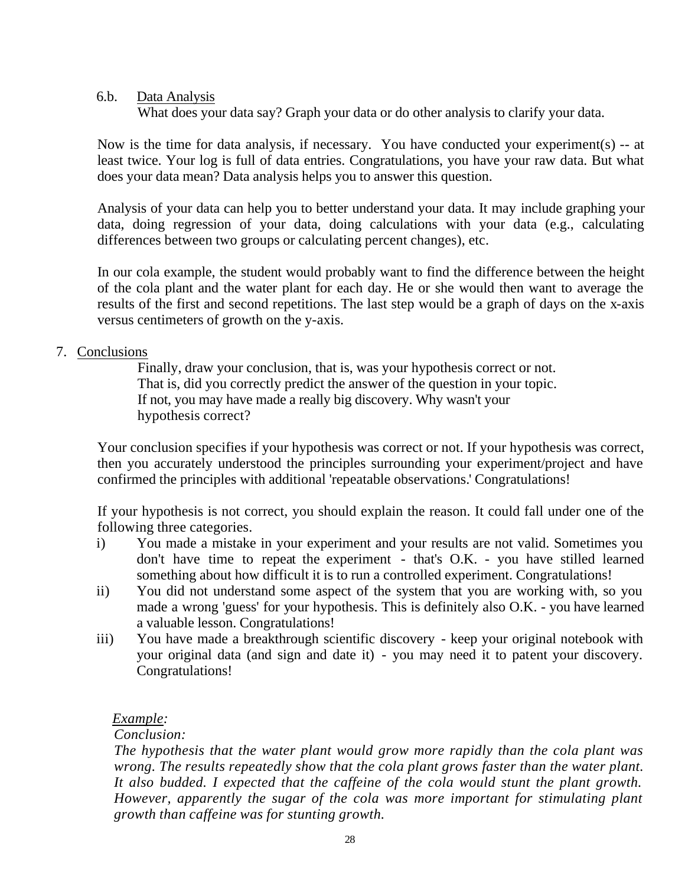6.b. Data Analysis

What does your data say? Graph your data or do other analysis to clarify your data.

Now is the time for data analysis, if necessary. You have conducted your experiment(s) -- at least twice. Your log is full of data entries. Congratulations, you have your raw data. But what does your data mean? Data analysis helps you to answer this question.

Analysis of your data can help you to better understand your data. It may include graphing your data, doing regression of your data, doing calculations with your data (e.g., calculating differences between two groups or calculating percent changes), etc.

In our cola example, the student would probably want to find the difference between the height of the cola plant and the water plant for each day. He or she would then want to average the results of the first and second repetitions. The last step would be a graph of days on the x-axis versus centimeters of growth on the y-axis.

7. Conclusions

Finally, draw your conclusion, that is, was your hypothesis correct or not. That is, did you correctly predict the answer of the question in your topic. If not, you may have made a really big discovery. Why wasn't your hypothesis correct?

Your conclusion specifies if your hypothesis was correct or not. If your hypothesis was correct, then you accurately understood the principles surrounding your experiment/project and have confirmed the principles with additional 'repeatable observations.' Congratulations!

If your hypothesis is not correct, you should explain the reason. It could fall under one of the following three categories.

i) You made a mistake in your experiment and your results are not valid. Sometimes you don't have time to repeat the experiment - that's O.K. - you have stilled learned something about how difficult it is to run a controlled experiment. Congratulations!

ii) You did not understand some aspect of the system that you are working with, so you made a wrong 'guess' for your hypothesis. This is definitely also O.K. - you have learned a valuable lesson. Congratulations!

iii) You have made a breakthrough scientific discovery - keep your original notebook with your original data (and sign and date it) - you may need it to patent your discovery. Congratulations!

*Example:*

*Conclusion:*

*The hypothesis that the water plant would grow more rapidly than the cola plant was wrong. The results repeatedly show that the cola plant grows faster than the water plant. It also budded. I expected that the caffeine of the cola would stunt the plant growth. However, apparently the sugar of the cola was more important for stimulating plant growth than caffeine was for stunting growth.*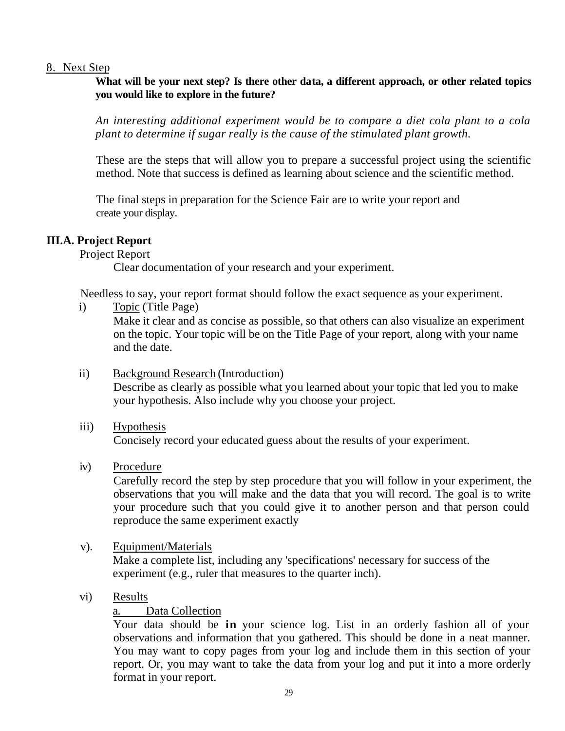8. Next Step

**What will be your next step? Is there other data, a different approach, or other related topics you would like to explore in the future?**

*An interesting additional experiment would be to compare a diet cola plant to a cola plant to determine if sugar really is the cause of the stimulated plant growth.*

These are the steps that will allow you to prepare a successful project using the scientific method. Note that success is defined as learning about science and the scientific method.

The final steps in preparation for the Science Fair are to write your report and create your display.

## III.A. Project Report

Project Report

Clear documentation of your research and your experiment.

Needless to say, your report format should follow the exact sequence as your experiment.

i) Topic (Title Page)
Make it clear and as concise as possible, so that others can also visualize an experiment on the topic. Your topic will be on the Title Page of your report, along with your name and the date.

ii) Background Research (Introduction)
Describe as clearly as possible what you learned about your topic that led you to make your hypothesis. Also include why you choose your project.

iii) Hypothesis
Concisely record your educated guess about the results of your experiment.

iv) Procedure
Carefully record the step by step procedure that you will follow in your experiment, the observations that you will make and the data that you will record. The goal is to write your procedure such that you could give it to another person and that person could reproduce the same experiment exactly

v). Equipment/Materials
Make a complete list, including any 'specifications' necessary for success of the experiment (e.g., ruler that measures to the quarter inch).

vi) Results

a. Data Collection
Your data should be **in** your science log. List in an orderly fashion all of your observations and information that you gathered. This should be done in a neat manner. You may want to copy pages from your log and include them in this section of your report. Or, you may want to take the data from your log and put it into a more orderly format in your report.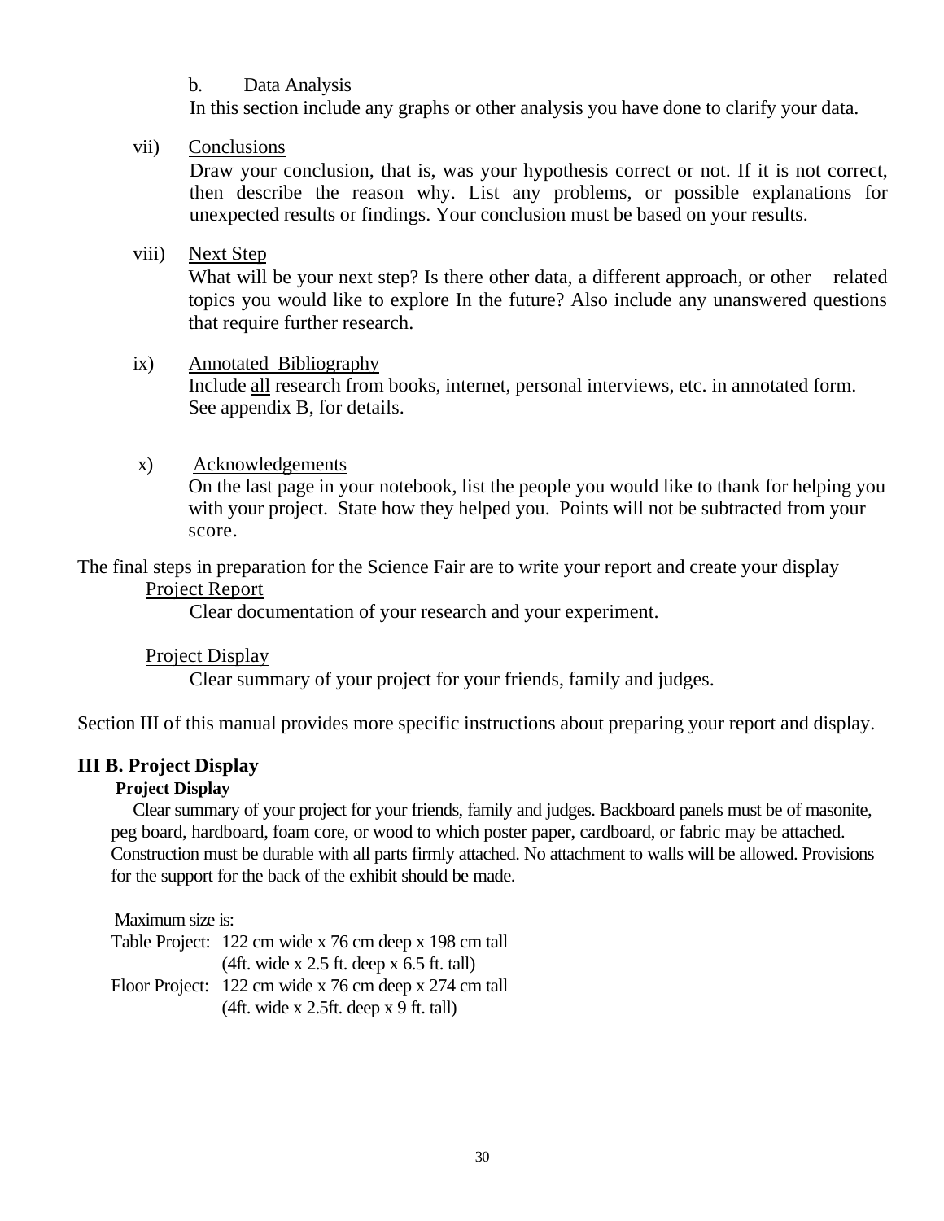b. Data Analysis

In this section include any graphs or other analysis you have done to clarify your data.

vii) Conclusions

Draw your conclusion, that is, was your hypothesis correct or not. If it is not correct, then describe the reason why. List any problems, or possible explanations for unexpected results or findings. Your conclusion must be based on your results.

viii) Next Step

What will be your next step? Is there other data, a different approach, or other related topics you would like to explore In the future? Also include any unanswered questions that require further research.

ix) Annotated Bibliography

Include all research from books, internet, personal interviews, etc. in annotated form. See appendix B, for details.

x) Acknowledgements

On the last page in your notebook, list the people you would like to thank for helping you with your project. State how they helped you. Points will not be subtracted from your score.

The final steps in preparation for the Science Fair are to write your report and create your display

Project Report

Clear documentation of your research and your experiment.

Project Display

Clear summary of your project for your friends, family and judges.

Section III of this manual provides more specific instructions about preparing your report and display.

## III B. Project Display

**Project Display**

Clear summary of your project for your friends, family and judges. Backboard panels must be of masonite, peg board, hardboard, foam core, or wood to which poster paper, cardboard, or fabric may be attached. Construction must be durable with all parts firmly attached. No attachment to walls will be allowed. Provisions for the support for the back of the exhibit should be made.

Maximum size is:

Table Project: 122 cm wide x 76 cm deep x 198 cm tall
(4ft. wide x 2.5 ft. deep x 6.5 ft. tall)

Floor Project: 122 cm wide x 76 cm deep x 274 cm tall
(4ft. wide x 2.5ft. deep x 9 ft. tall)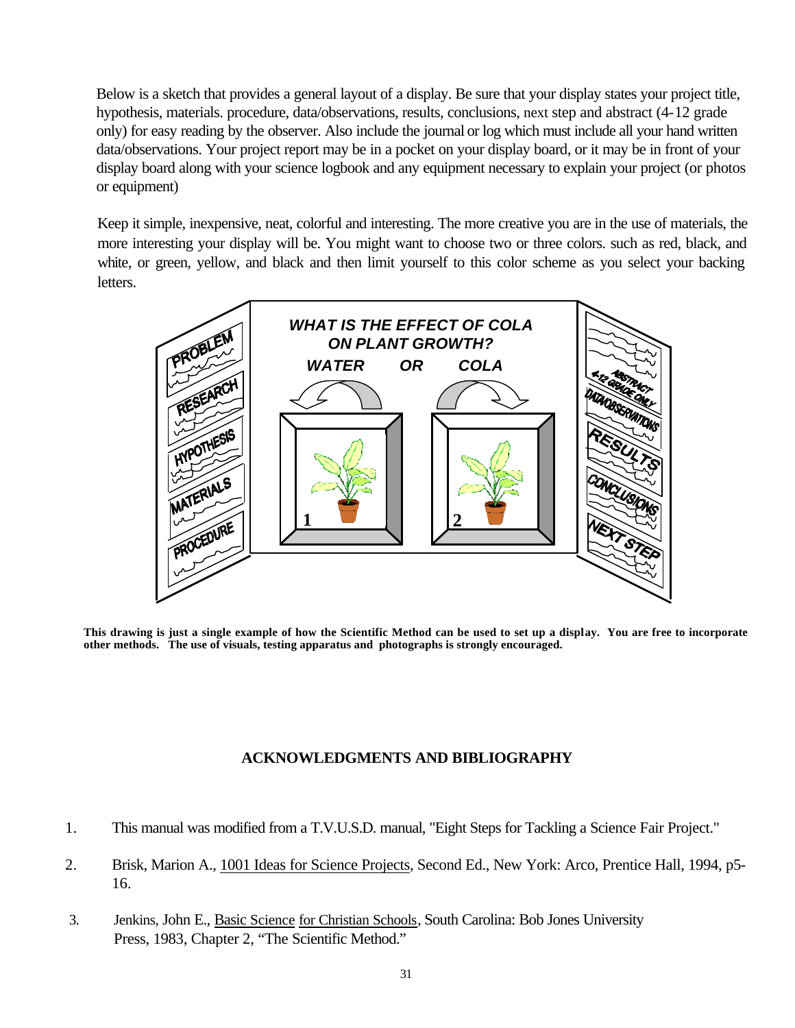Below is a sketch that provides a general layout of a display. Be sure that your display states your project title, hypothesis, materials. procedure, data/observations, results, conclusions, next step and abstract (4-12 grade only) for easy reading by the observer. Also include the journal or log which must include all your hand written data/observations. Your project report may be in a pocket on your display board, or it may be in front of your display board along with your science logbook and any equipment necessary to explain your project (or photos or equipment)

Keep it simple, inexpensive, neat, colorful and interesting. The more creative you are in the use of materials, the more interesting your display will be. You might want to choose two or three colors. such as red, black, and white, or green, yellow, and black and then limit yourself to this color scheme as you select your backing letters.

**This drawing is just a single example of how the Scientific Method can be used to set up a display. You are free to incorporate other methods. The use of visuals, testing apparatus and photographs is strongly encouraged.**

## ACKNOWLEDGMENTS AND BIBLIOGRAPHY

1. This manual was modified from a T.V.U.S.D. manual, "Eight Steps for Tackling a Science Fair Project."
2. Brisk, Marion A., 1001 Ideas for Science Projects, Second Ed., New York: Arco, Prentice Hall, 1994, p5-16.
3. Jenkins, John E., Basic Science for Christian Schools, South Carolina: Bob Jones University Press, 1983, Chapter 2, "The Scientific Method."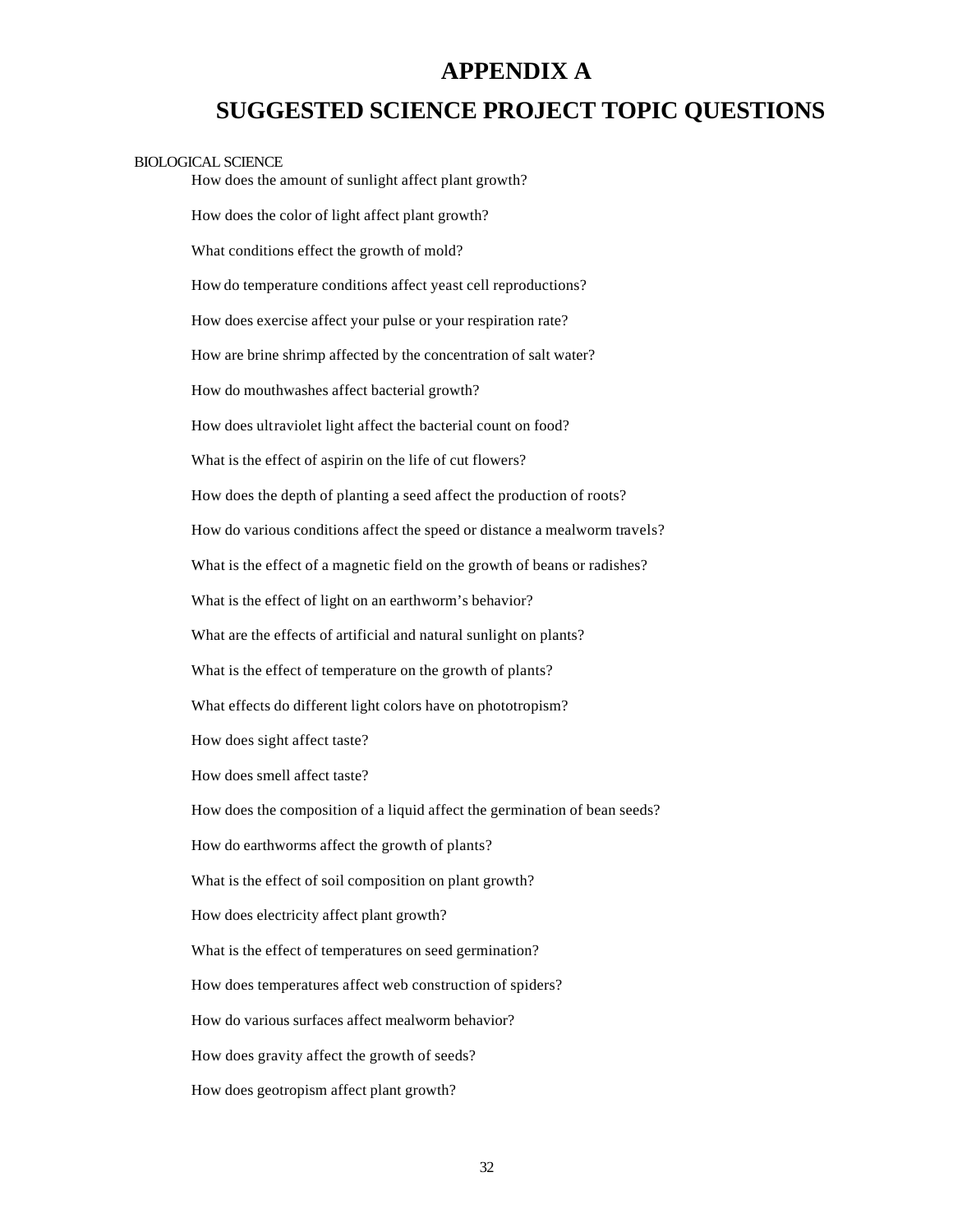# APPENDIX A

# SUGGESTED SCIENCE PROJECT TOPIC QUESTIONS

BIOLOGICAL SCIENCE

How does the amount of sunlight affect plant growth?

How does the color of light affect plant growth?

What conditions effect the growth of mold?

How do temperature conditions affect yeast cell reproductions?

How does exercise affect your pulse or your respiration rate?

How are brine shrimp affected by the concentration of salt water?

How do mouthwashes affect bacterial growth?

How does ultraviolet light affect the bacterial count on food?

What is the effect of aspirin on the life of cut flowers?

How does the depth of planting a seed affect the production of roots?

How do various conditions affect the speed or distance a mealworm travels?

What is the effect of a magnetic field on the growth of beans or radishes?

What is the effect of light on an earthworm's behavior?

What are the effects of artificial and natural sunlight on plants?

What is the effect of temperature on the growth of plants?

What effects do different light colors have on phototropism?

How does sight affect taste?

How does smell affect taste?

How does the composition of a liquid affect the germination of bean seeds?

How do earthworms affect the growth of plants?

What is the effect of soil composition on plant growth?

How does electricity affect plant growth?

What is the effect of temperatures on seed germination?

How does temperatures affect web construction of spiders?

How do various surfaces affect mealworm behavior?

How does gravity affect the growth of seeds?

How does geotropism affect plant growth?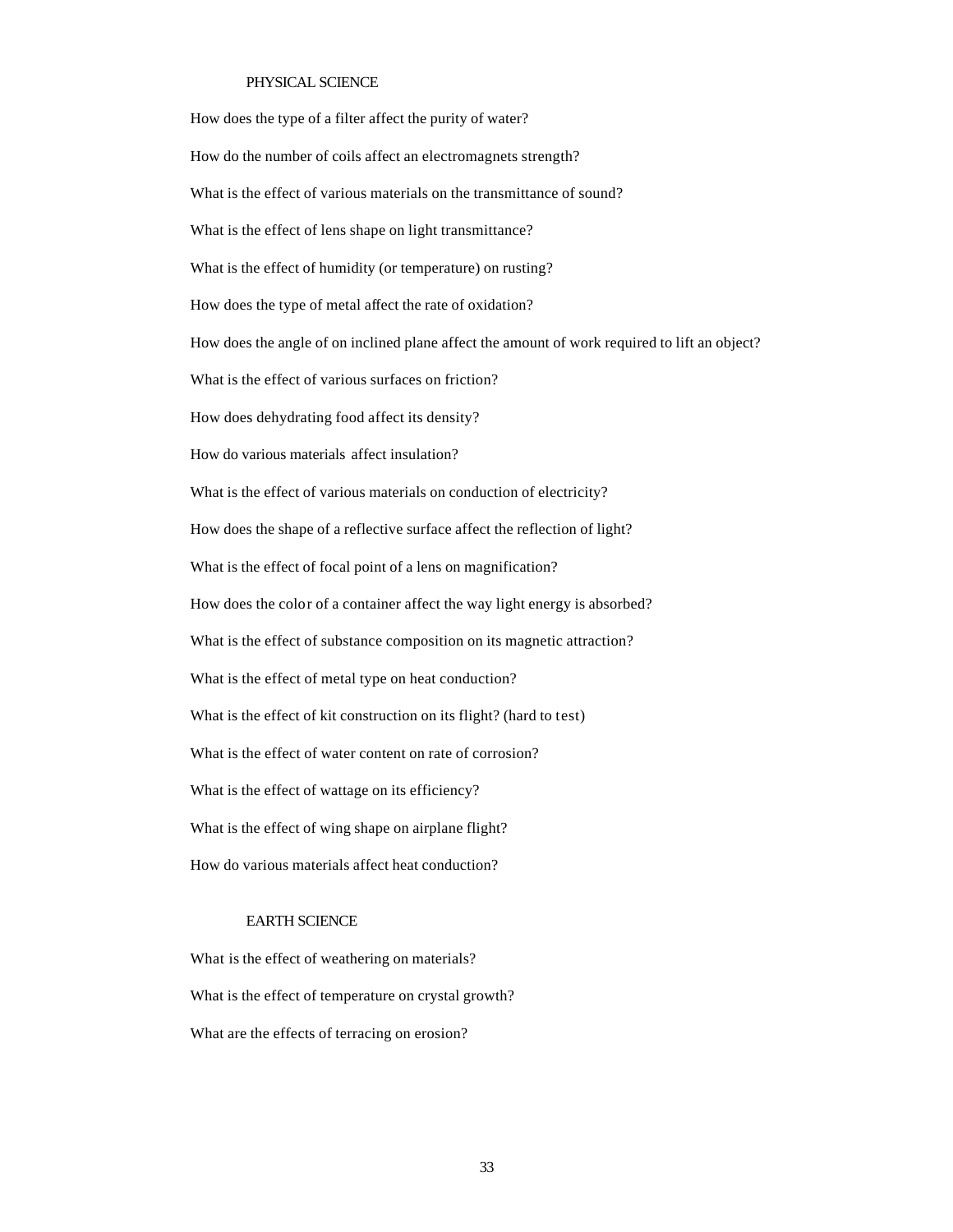## PHYSICAL SCIENCE

How does the type of a filter affect the purity of water?

How do the number of coils affect an electromagnets strength?

What is the effect of various materials on the transmittance of sound?

What is the effect of lens shape on light transmittance?

What is the effect of humidity (or temperature) on rusting?

How does the type of metal affect the rate of oxidation?

How does the angle of on inclined plane affect the amount of work required to lift an object?

What is the effect of various surfaces on friction?

How does dehydrating food affect its density?

How do various materials affect insulation?

What is the effect of various materials on conduction of electricity?

How does the shape of a reflective surface affect the reflection of light?

What is the effect of focal point of a lens on magnification?

How does the color of a container affect the way light energy is absorbed?

What is the effect of substance composition on its magnetic attraction?

What is the effect of metal type on heat conduction?

What is the effect of kit construction on its flight? (hard to test)

What is the effect of water content on rate of corrosion?

What is the effect of wattage on its efficiency?

What is the effect of wing shape on airplane flight?

How do various materials affect heat conduction?

## EARTH SCIENCE

What is the effect of weathering on materials?

What is the effect of temperature on crystal growth?

What are the effects of terracing on erosion?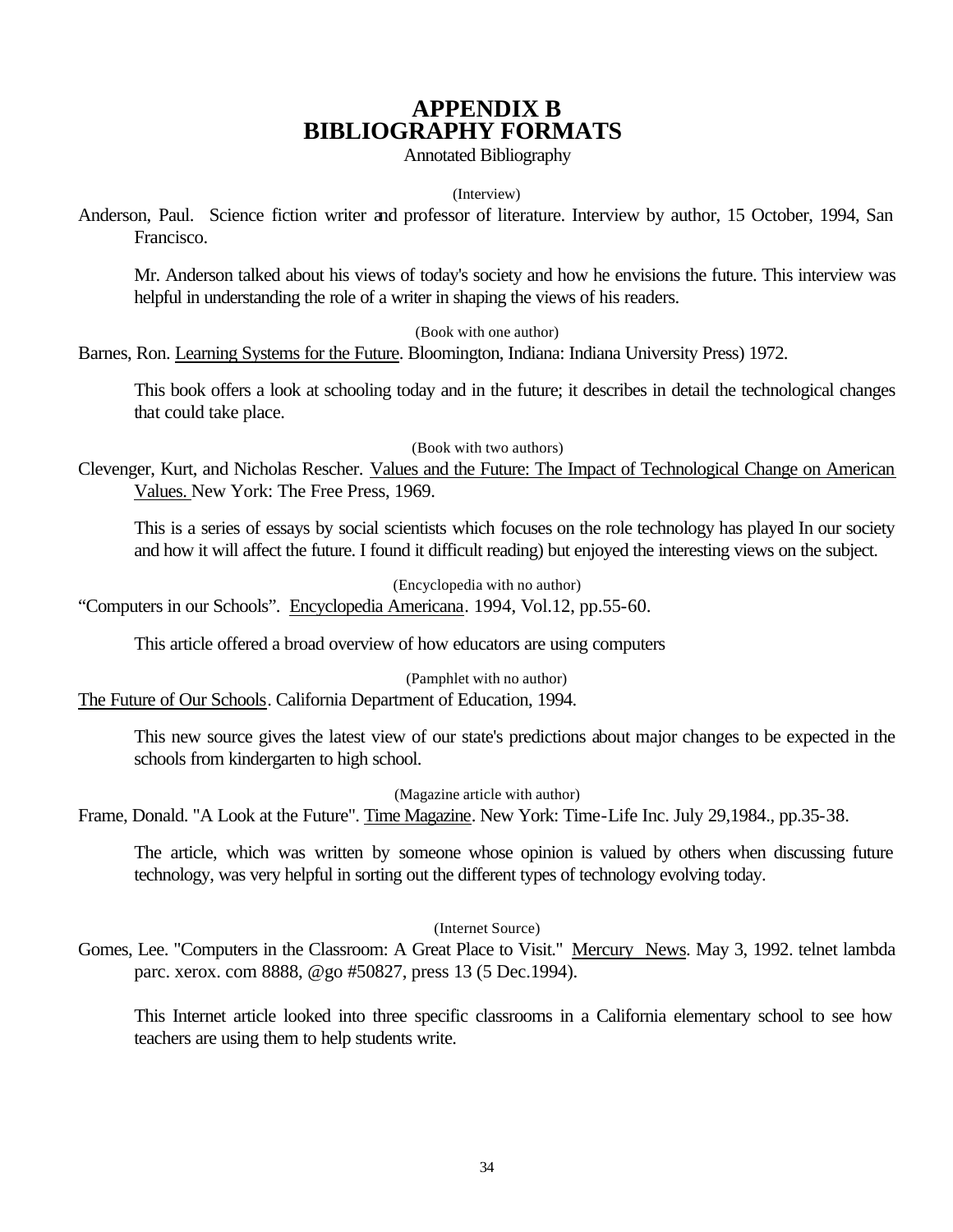# APPENDIX B
# BIBLIOGRAPHY FORMATS

Annotated Bibliography

(Interview)

Anderson, Paul. Science fiction writer and professor of literature. Interview by author, 15 October, 1994, San Francisco.

Mr. Anderson talked about his views of today's society and how he envisions the future. This interview was helpful in understanding the role of a writer in shaping the views of his readers.

(Book with one author)

Barnes, Ron. Learning Systems for the Future. Bloomington, Indiana: Indiana University Press) 1972.

This book offers a look at schooling today and in the future; it describes in detail the technological changes that could take place.

(Book with two authors)

Clevenger, Kurt, and Nicholas Rescher. Values and the Future: The Impact of Technological Change on American Values. New York: The Free Press, 1969.

This is a series of essays by social scientists which focuses on the role technology has played In our society and how it will affect the future. I found it difficult reading) but enjoyed the interesting views on the subject.

(Encyclopedia with no author)

"Computers in our Schools". Encyclopedia Americana. 1994, Vol.12, pp.55-60.

This article offered a broad overview of how educators are using computers

(Pamphlet with no author)

The Future of Our Schools. California Department of Education, 1994.

This new source gives the latest view of our state's predictions about major changes to be expected in the schools from kindergarten to high school.

(Magazine article with author)

Frame, Donald. "A Look at the Future". Time Magazine. New York: Time-Life Inc. July 29,1984., pp.35-38.

The article, which was written by someone whose opinion is valued by others when discussing future technology, was very helpful in sorting out the different types of technology evolving today.

(Internet Source)

Gomes, Lee. "Computers in the Classroom: A Great Place to Visit." Mercury News. May 3, 1992. telnet lambda parc. xerox. com 8888, @go #50827, press 13 (5 Dec.1994).

This Internet article looked into three specific classrooms in a California elementary school to see how teachers are using them to help students write.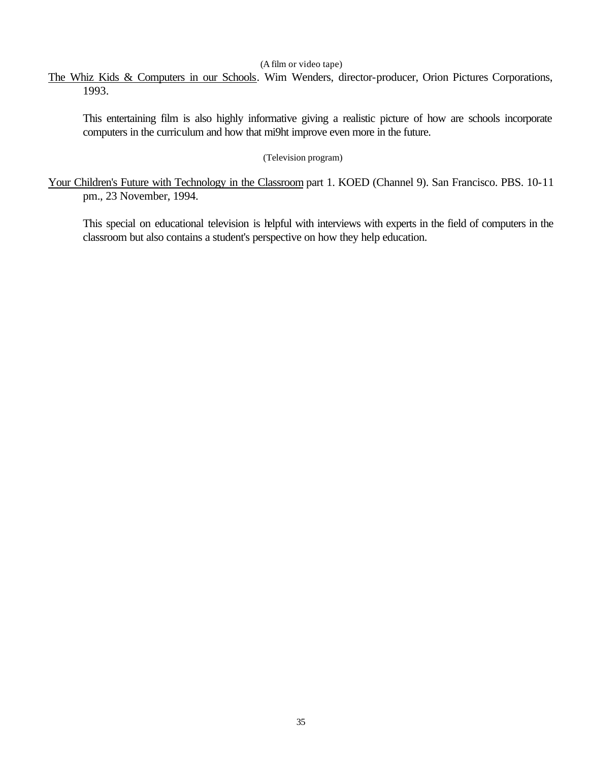(A film or video tape)

<u>The Whiz Kids & Computers in our Schools</u>. Wim Wenders, director-producer, Orion Pictures Corporations, 1993.

> This entertaining film is also highly informative giving a realistic picture of how are schools incorporate computers in the curriculum and how that mi9ht improve even more in the future.

(Television program)

<u>Your Children's Future with Technology in the Classroom</u> part 1. KOED (Channel 9). San Francisco. PBS. 10-11 pm., 23 November, 1994.

> This special on educational television is helpful with interviews with experts in the field of computers in the classroom but also contains a student's perspective on how they help education.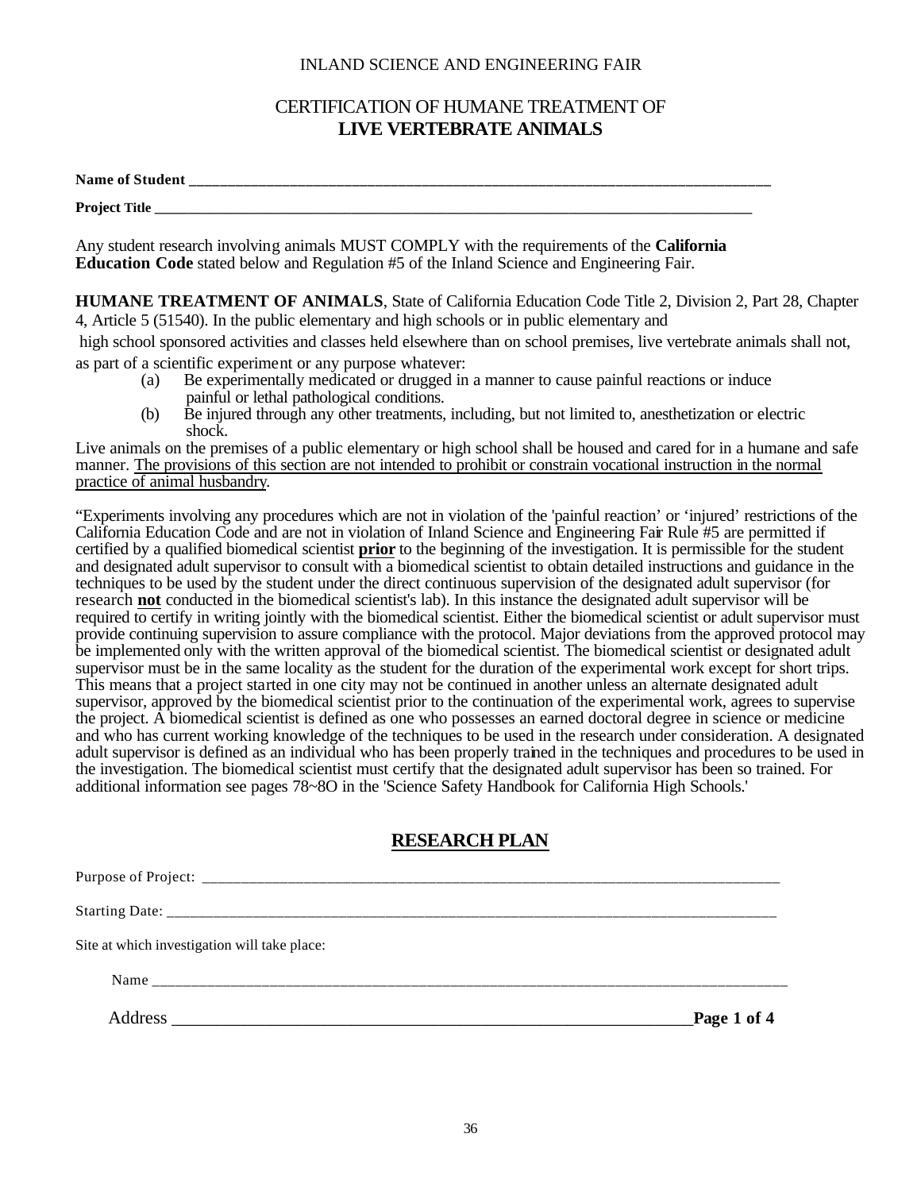INLAND SCIENCE AND ENGINEERING FAIR

# CERTIFICATION OF HUMANE TREATMENT OF **LIVE VERTEBRATE ANIMALS**

**Name of Student** ______________________________________________________________________________

**Project Title** ______________________________________________________________________________

Any student research involving animals MUST COMPLY with the requirements of the **California Education Code** stated below and Regulation #5 of the Inland Science and Engineering Fair.

**HUMANE TREATMENT OF ANIMALS**, State of California Education Code Title 2, Division 2, Part 28, Chapter 4, Article 5 (51540). In the public elementary and high schools or in public elementary and high school sponsored activities and classes held elsewhere than on school premises, live vertebrate animals shall not, as part of a scientific experiment or any purpose whatever:

(a) Be experimentally medicated or drugged in a manner to cause painful reactions or induce painful or lethal pathological conditions.

(b) Be injured through any other treatments, including, but not limited to, anesthetization or electric shock.

Live animals on the premises of a public elementary or high school shall be housed and cared for in a humane and safe manner. The provisions of this section are not intended to prohibit or constrain vocational instruction in the normal practice of animal husbandry.

"Experiments involving any procedures which are not in violation of the 'painful reaction' or 'injured' restrictions of the California Education Code and are not in violation of Inland Science and Engineering Fair Rule #5 are permitted if certified by a qualified biomedical scientist **prior** to the beginning of the investigation. It is permissible for the student and designated adult supervisor to consult with a biomedical scientist to obtain detailed instructions and guidance in the techniques to be used by the student under the direct continuous supervision of the designated adult supervisor (for research **not** conducted in the biomedical scientist's lab). In this instance the designated adult supervisor will be required to certify in writing jointly with the biomedical scientist. Either the biomedical scientist or adult supervisor must provide continuing supervision to assure compliance with the protocol. Major deviations from the approved protocol may be implemented only with the written approval of the biomedical scientist. The biomedical scientist or designated adult supervisor must be in the same locality as the student for the duration of the experimental work except for short trips. This means that a project started in one city may not be continued in another unless an alternate designated adult supervisor, approved by the biomedical scientist prior to the continuation of the experimental work, agrees to supervise the project. A biomedical scientist is defined as one who possesses an earned doctoral degree in science or medicine and who has current working knowledge of the techniques to be used in the research under consideration. A designated adult supervisor is defined as an individual who has been properly trained in the techniques and procedures to be used in the investigation. The biomedical scientist must certify that the designated adult supervisor has been so trained. For additional information see pages 78~8O in the 'Science Safety Handbook for California High Schools.'

## RESEARCH PLAN

Purpose of Project: ______________________________________________________________________________

Starting Date: ______________________________________________________________________________

Site at which investigation will take place:

Name ______________________________________________________________________________

Address ______________________________________________________________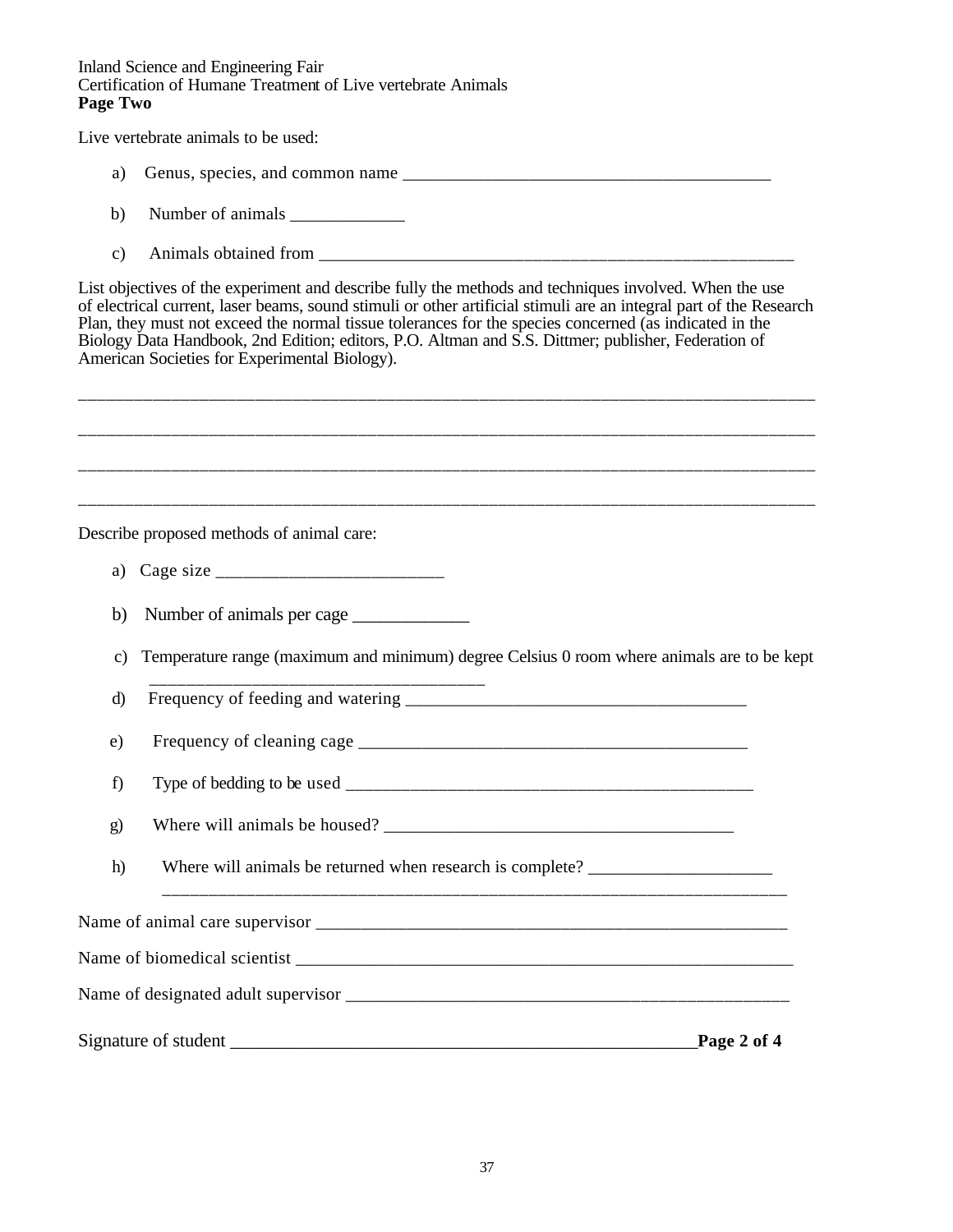Inland Science and Engineering Fair
Certification of Humane Treatment of Live vertebrate Animals
**Page Two**

Live vertebrate animals to be used:

a) Genus, species, and common name ________________________________________

b) Number of animals ____________

c) Animals obtained from ____________________________________________________

List objectives of the experiment and describe fully the methods and techniques involved. When the use of electrical current, laser beams, sound stimuli or other artificial stimuli are an integral part of the Research Plan, they must not exceed the normal tissue tolerances for the species concerned (as indicated in the Biology Data Handbook, 2nd Edition; editors, P.O. Altman and S.S. Dittmer; publisher, Federation of American Societies for Experimental Biology).

________________________________________________________________________________

________________________________________________________________________________

________________________________________________________________________________

________________________________________________________________________________

Describe proposed methods of animal care:

a) Cage size ________________________

b) Number of animals per cage ____________

c) Temperature range (maximum and minimum) degree Celsius 0 room where animals are to be kept ____________________________________

d) Frequency of feeding and watering ____________________________________

e) Frequency of cleaning cage __________________________________________

f) Type of bedding to be used ___________________________________________

g) Where will animals be housed? ______________________________________

h) Where will animals be returned when research is complete? ___________________
_____________________________________________________________________

Name of animal care supervisor ___________________________________________________

Name of biomedical scientist _____________________________________________________

Name of designated adult supervisor ______________________________________________

Signature of student ___________________________________________________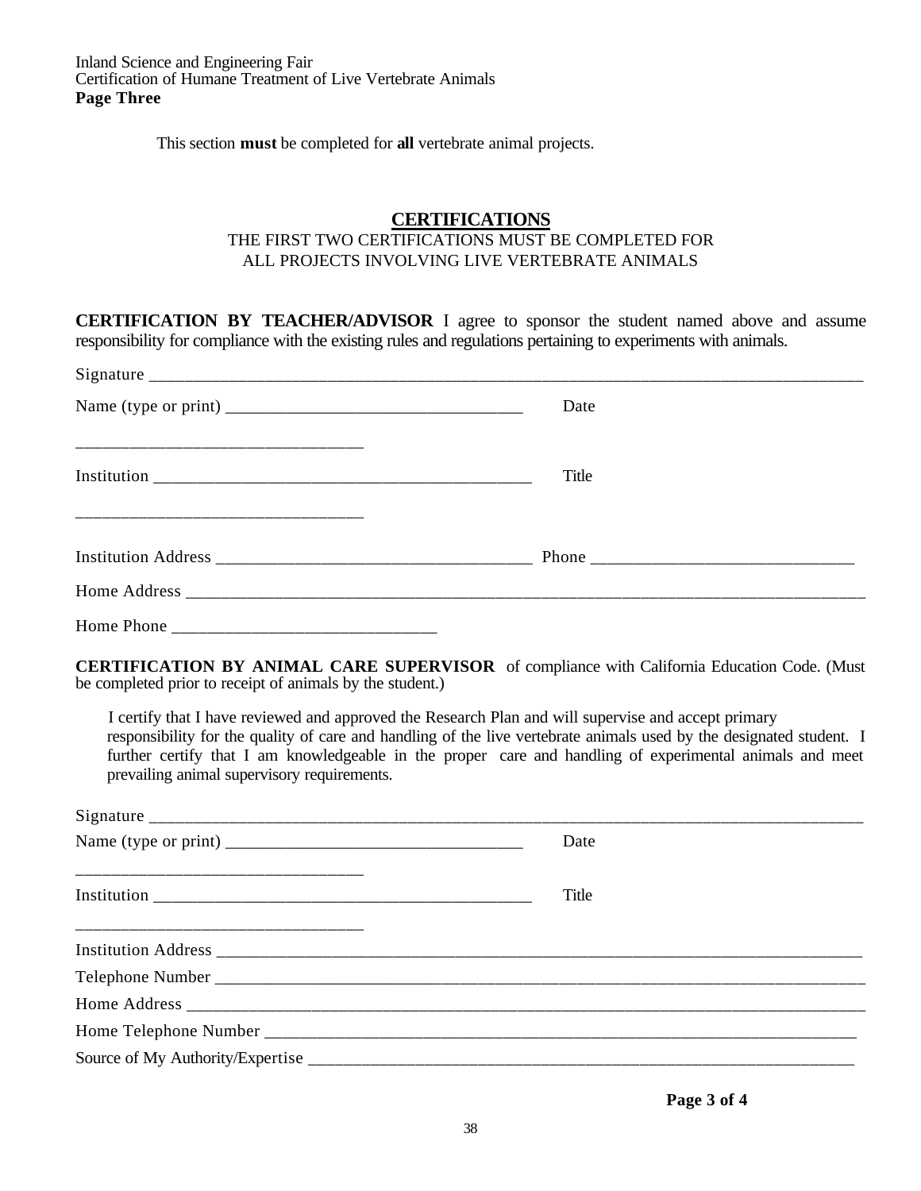This section **must** be completed for **all** vertebrate animal projects.

## CERTIFICATIONS

THE FIRST TWO CERTIFICATIONS MUST BE COMPLETED FOR ALL PROJECTS INVOLVING LIVE VERTEBRATE ANIMALS

**CERTIFICATION BY TEACHER/ADVISOR** I agree to sponsor the student named above and assume responsibility for compliance with the existing rules and regulations pertaining to experiments with animals.

Signature ___________________________________________________________________________________

Name (type or print) __________________________________ Date ________________________________

Institution ____________________________________________ Title ________________________________

Institution Address ____________________________________ Phone _____________________________

Home Address ______________________________________________________________________________

Home Phone ______________________________

**CERTIFICATION BY ANIMAL CARE SUPERVISOR** of compliance with California Education Code. (Must be completed prior to receipt of animals by the student.)

I certify that I have reviewed and approved the Research Plan and will supervise and accept primary responsibility for the quality of care and handling of the live vertebrate animals used by the designated student. I further certify that I am knowledgeable in the proper care and handling of experimental animals and meet prevailing animal supervisory requirements.

Signature ___________________________________________________________________________________

Name (type or print) __________________________________ Date ________________________________

Institution ____________________________________________ Title ________________________________

Institution Address ________________________________________________________________________

Telephone Number _________________________________________________________________________

Home Address ______________________________________________________________________________

Home Telephone Number ____________________________________________________________________

Source of My Authority/Expertise _____________________________________________________________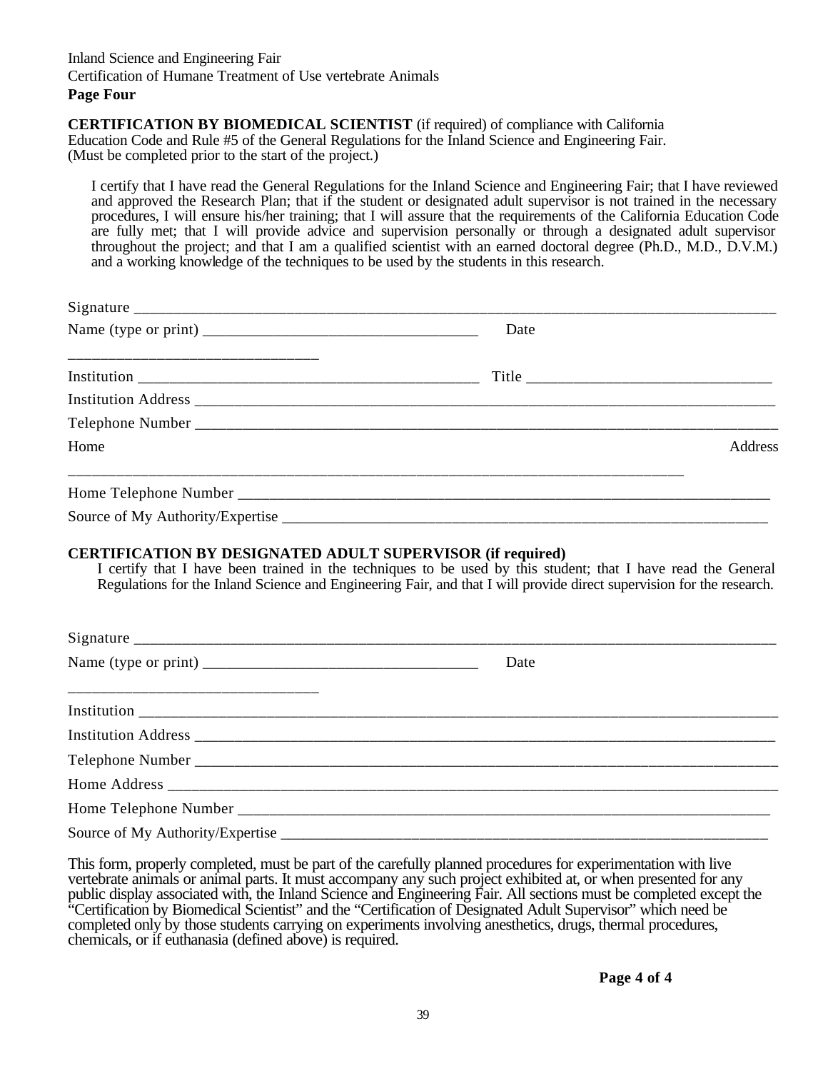Inland Science and Engineering Fair
Certification of Humane Treatment of Use vertebrate Animals
**Page Four**

**CERTIFICATION BY BIOMEDICAL SCIENTIST** (if required) of compliance with California Education Code and Rule #5 of the General Regulations for the Inland Science and Engineering Fair. (Must be completed prior to the start of the project.)

I certify that I have read the General Regulations for the Inland Science and Engineering Fair; that I have reviewed and approved the Research Plan; that if the student or designated adult supervisor is not trained in the necessary procedures, I will ensure his/her training; that I will assure that the requirements of the California Education Code are fully met; that I will provide advice and supervision personally or through a designated adult supervisor throughout the project; and that I am a qualified scientist with an earned doctoral degree (Ph.D., M.D., D.V.M.) and a working knowledge of the techniques to be used by the students in this research.

Signature ____________________________________________________________________________

Name (type or print) ________________________________ Date ______________________________

Institution ______________________________________ Title ___________________________

Institution Address ________________________________________________________________

Telephone Number _________________________________________________________________

Home Address ____________________________________________________________________

Home Telephone Number ___________________________________________________________

Source of My Authority/Expertise ____________________________________________________

**CERTIFICATION BY DESIGNATED ADULT SUPERVISOR (if required)**

I certify that I have been trained in the techniques to be used by this student; that I have read the General Regulations for the Inland Science and Engineering Fair, and that I will provide direct supervision for the research.

Signature ____________________________________________________________________________

Name (type or print) ________________________________ Date ______________________________

Institution ____________________________________________________________________________

Institution Address ________________________________________________________________

Telephone Number _________________________________________________________________

Home Address ____________________________________________________________________

Home Telephone Number ___________________________________________________________

Source of My Authority/Expertise ____________________________________________________

This form, properly completed, must be part of the carefully planned procedures for experimentation with live vertebrate animals or animal parts. It must accompany any such project exhibited at, or when presented for any public display associated with, the Inland Science and Engineering Fair. All sections must be completed except the "Certification by Biomedical Scientist" and the "Certification of Designated Adult Supervisor" which need be completed only by those students carrying on experiments involving anesthetics, drugs, thermal procedures, chemicals, or if euthanasia (defined above) is required.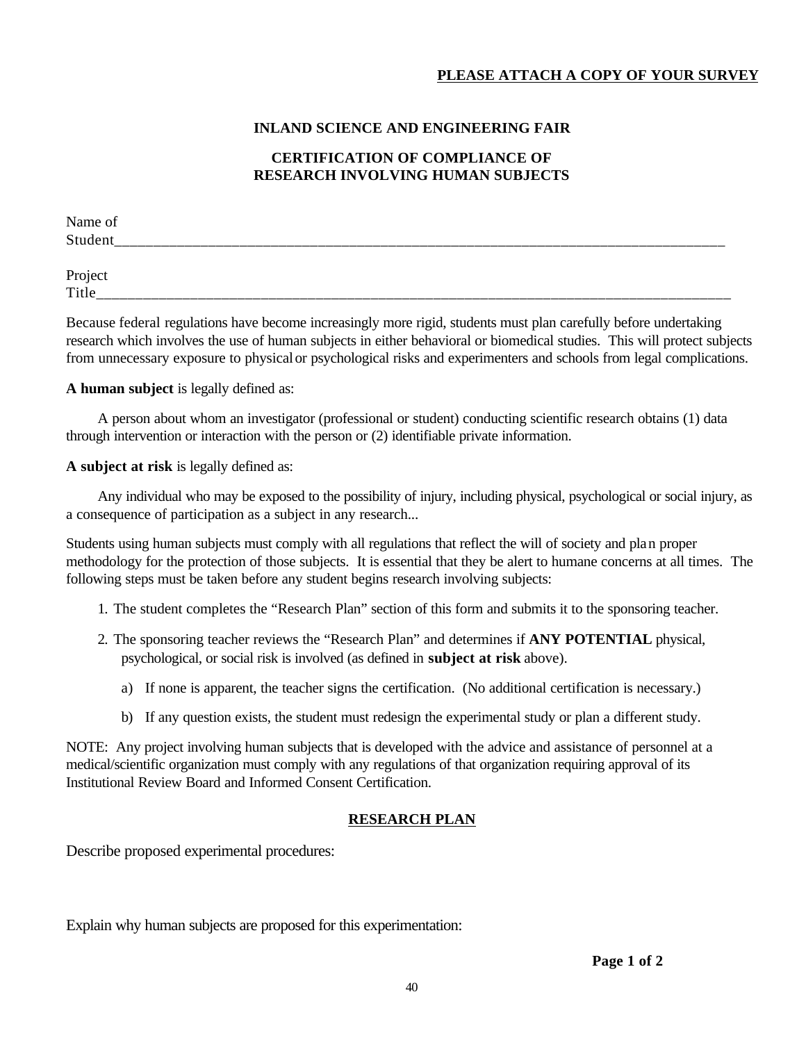**PLEASE ATTACH A COPY OF YOUR SURVEY**

## INLAND SCIENCE AND ENGINEERING FAIR

## CERTIFICATION OF COMPLIANCE OF RESEARCH INVOLVING HUMAN SUBJECTS

Name of Student_______________________________________________________________________________

Project Title_________________________________________________________________________________

Because federal regulations have become increasingly more rigid, students must plan carefully before undertaking research which involves the use of human subjects in either behavioral or biomedical studies. This will protect subjects from unnecessary exposure to physical or psychological risks and experimenters and schools from legal complications.

**A human subject** is legally defined as:

A person about whom an investigator (professional or student) conducting scientific research obtains (1) data through intervention or interaction with the person or (2) identifiable private information.

**A subject at risk** is legally defined as:

Any individual who may be exposed to the possibility of injury, including physical, psychological or social injury, as a consequence of participation as a subject in any research...

Students using human subjects must comply with all regulations that reflect the will of society and plan proper methodology for the protection of those subjects. It is essential that they be alert to humane concerns at all times. The following steps must be taken before any student begins research involving subjects:

1. The student completes the "Research Plan" section of this form and submits it to the sponsoring teacher.
2. The sponsoring teacher reviews the "Research Plan" and determines if **ANY POTENTIAL** physical, psychological, or social risk is involved (as defined in **subject at risk** above).
   a) If none is apparent, the teacher signs the certification. (No additional certification is necessary.)
   b) If any question exists, the student must redesign the experimental study or plan a different study.

NOTE: Any project involving human subjects that is developed with the advice and assistance of personnel at a medical/scientific organization must comply with any regulations of that organization requiring approval of its Institutional Review Board and Informed Consent Certification.

## RESEARCH PLAN

Describe proposed experimental procedures:

Explain why human subjects are proposed for this experimentation: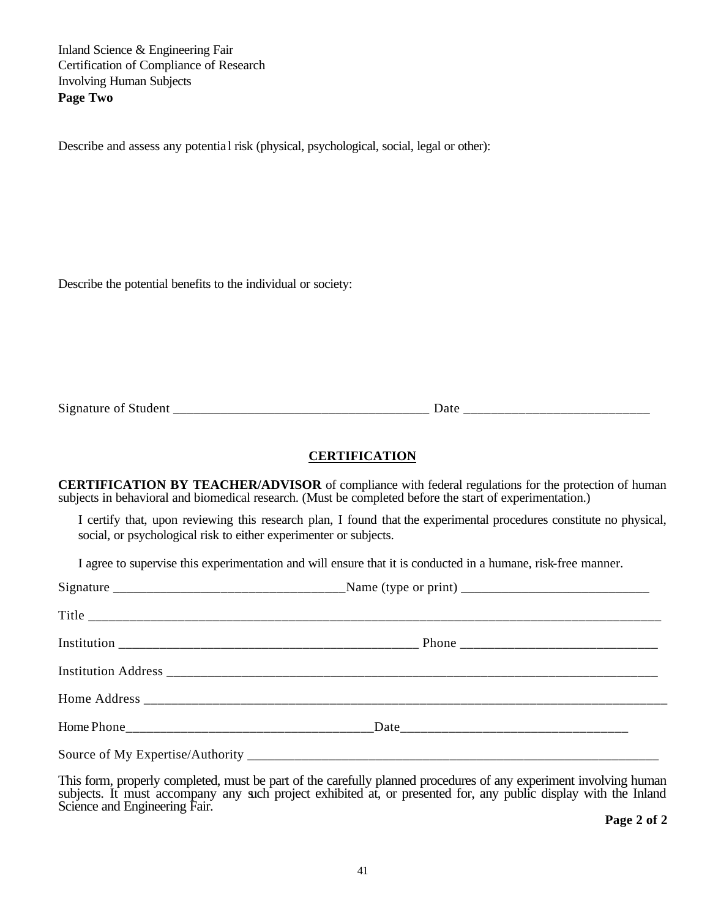Inland Science & Engineering Fair
Certification of Compliance of Research
Involving Human Subjects
**Page Two**

Describe and assess any potential risk (physical, psychological, social, legal or other):

Describe the potential benefits to the individual or society:

Signature of Student ______________________________________ Date ___________________________

## CERTIFICATION

**CERTIFICATION BY TEACHER/ADVISOR** of compliance with federal regulations for the protection of human subjects in behavioral and biomedical research. (Must be completed before the start of experimentation.)

I certify that, upon reviewing this research plan, I found that the experimental procedures constitute no physical, social, or psychological risk to either experimenter or subjects.

I agree to supervise this experimentation and will ensure that it is conducted in a humane, risk-free manner.

Signature _________________________________Name (type or print) ___________________________

Title _____________________________________________________________________________________

Institution ____________________________________________ Phone ____________________________

Institution Address _______________________________________________________________________

Home Address ____________________________________________________________________________

Home Phone____________________________________Date_________________________________

Source of My Expertise/Authority ____________________________________________________________

This form, properly completed, must be part of the carefully planned procedures of any experiment involving human subjects. It must accompany any such project exhibited at, or presented for, any public display with the Inland Science and Engineering Fair.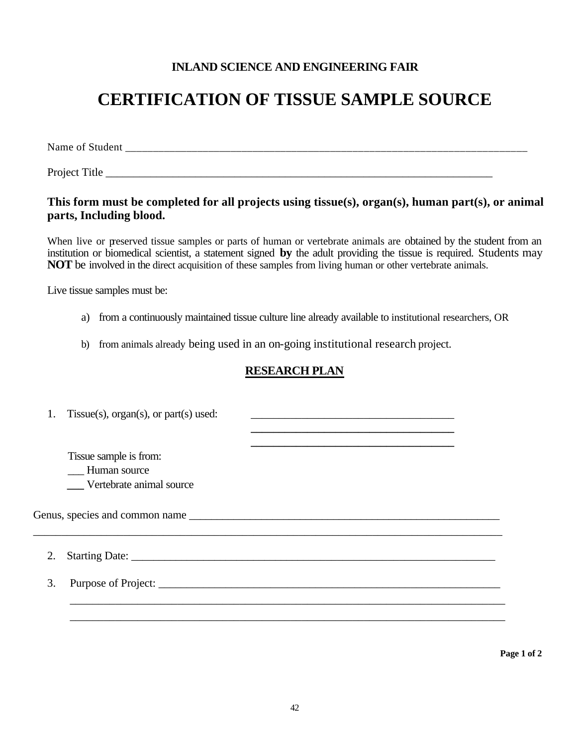**INLAND SCIENCE AND ENGINEERING FAIR**

# CERTIFICATION OF TISSUE SAMPLE SOURCE

Name of Student ___________________________________________________________________________

Project Title _______________________________________________________________________

**This form must be completed for all projects using tissue(s), organ(s), human part(s), or animal parts, Including blood.**

When live or preserved tissue samples or parts of human or vertebrate animals are obtained by the student from an institution or biomedical scientist, a statement signed **by** the adult providing the tissue is required. Students may **NOT** be involved in the direct acquisition of these samples from living human or other vertebrate animals.

Live tissue samples must be:

a) from a continuously maintained tissue culture line already available to institutional researchers, OR

b) from animals already being used in an on-going institutional research project.

## <u>RESEARCH PLAN</u>

1. Tissue(s), organ(s), or part(s) used: _____________________________________
_____________________________________
_____________________________________

   Tissue sample is from:
   ___ Human source
   ___ Vertebrate animal source

Genus, species and common name _________________________________________________________
_____________________________________________________________________________________

2. Starting Date: __________________________________________________________________

3. Purpose of Project: _______________________________________________________________
_____________________________________________________________________________
_____________________________________________________________________________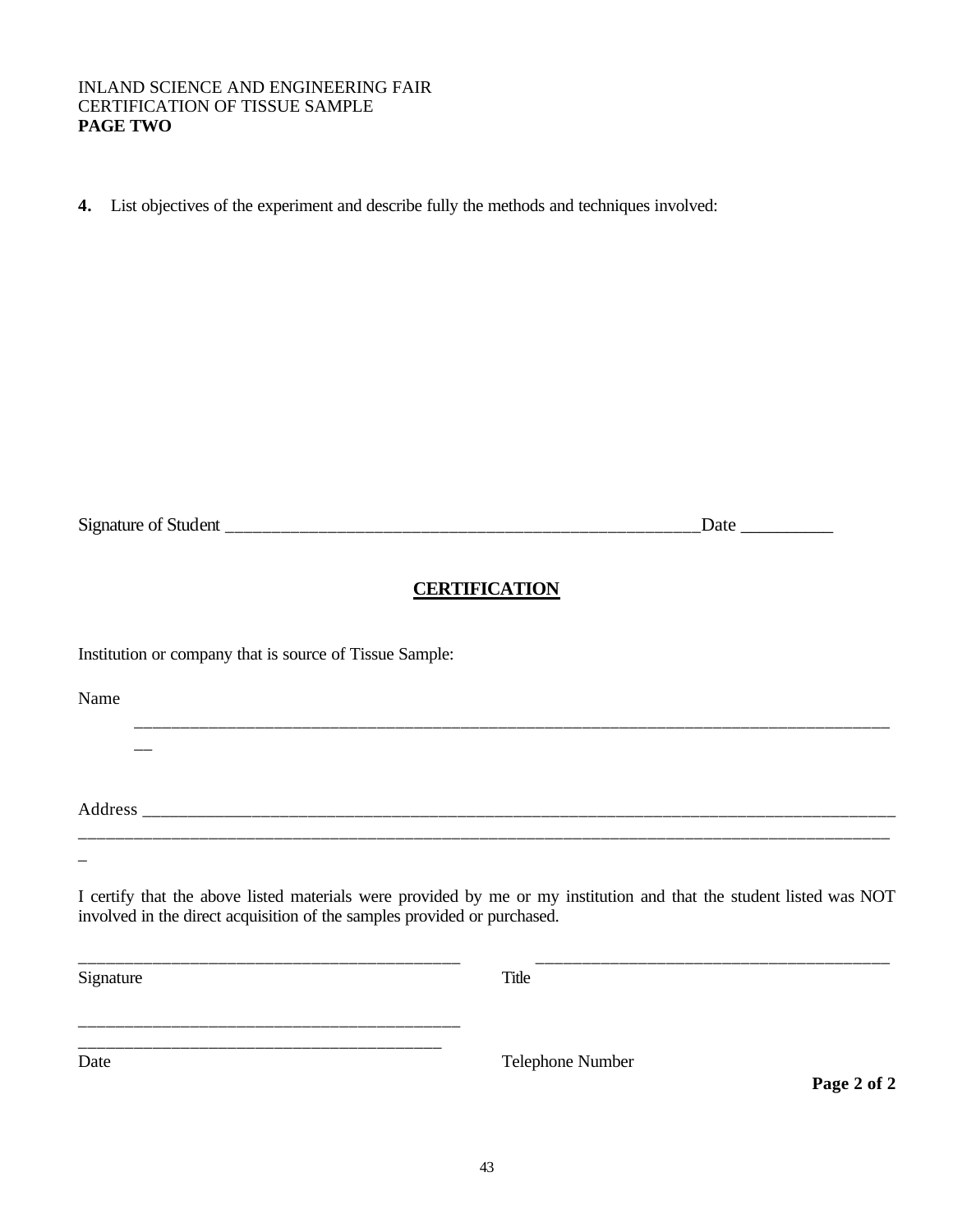INLAND SCIENCE AND ENGINEERING FAIR
CERTIFICATION OF TISSUE SAMPLE
**PAGE TWO**

**4.** List objectives of the experiment and describe fully the methods and techniques involved:

Signature of Student ____________________________________________________Date __________

## CERTIFICATION

Institution or company that is source of Tissue Sample:

Name ______________________________________________________________________________

Address ____________________________________________________________________________
_______________________________________________________________________________________

I certify that the above listed materials were provided by me or my institution and that the student listed was NOT involved in the direct acquisition of the samples provided or purchased.

__________________________________________ ________________________________________
Signature Title

__________________________________________ ________________________________________
Date Telephone Number